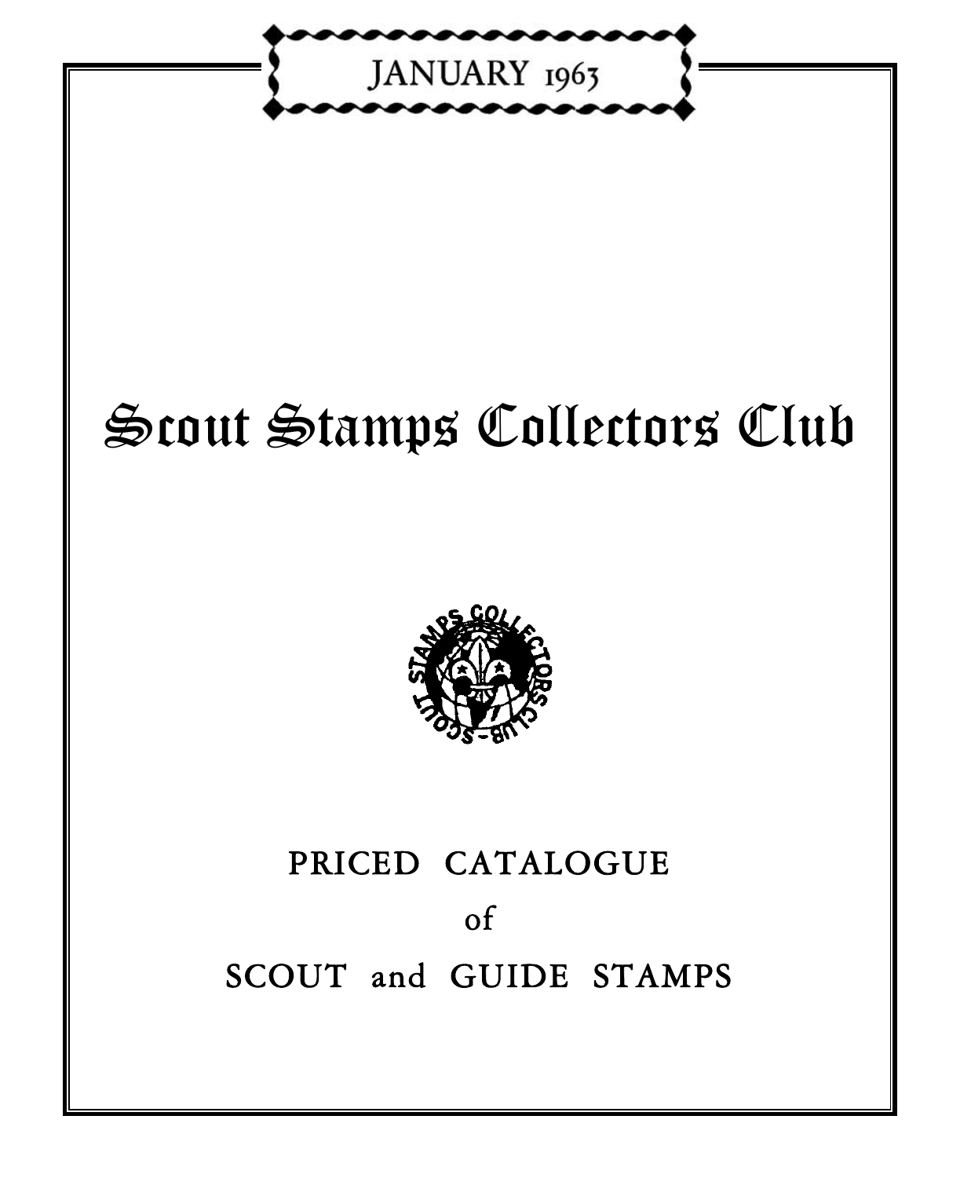JANUARY 1963

# Scout Stamps Collectors Club

PRICED CATALOGUE

of

SCOUT and GUIDE STAMPS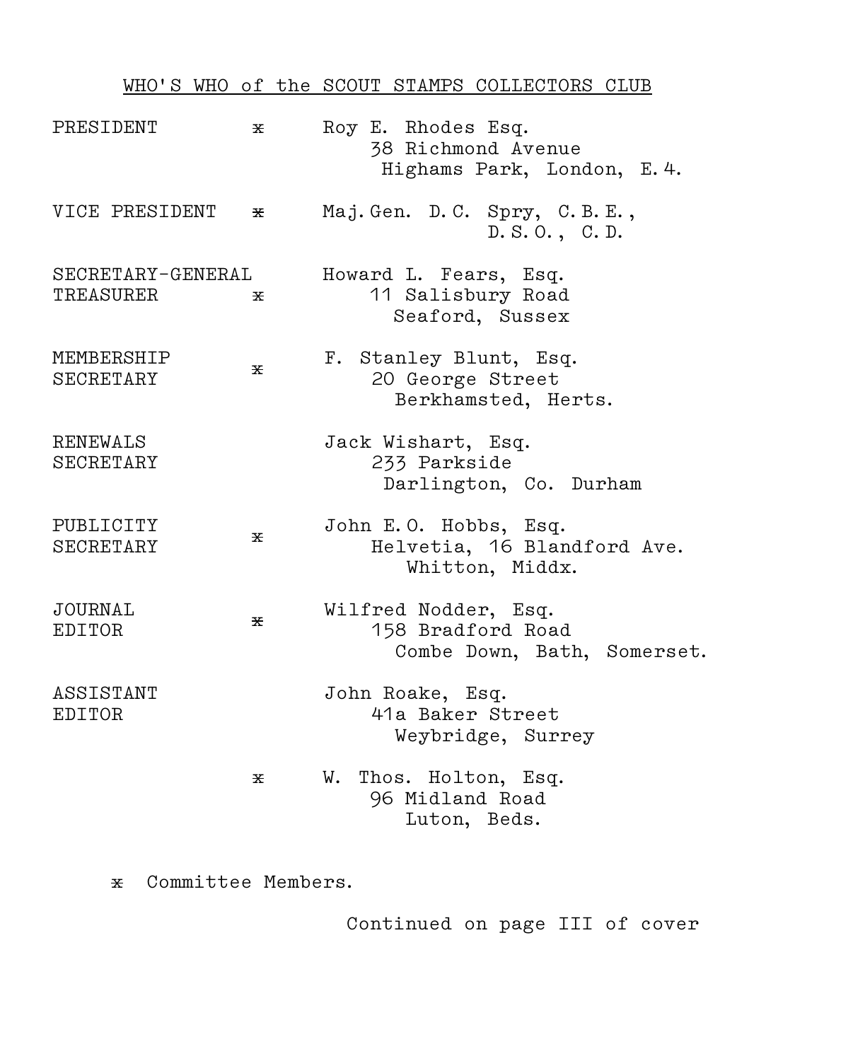## WHO'S WHO of the SCOUT STAMPS COLLECTORS CLUB

| Office | | Name and Address |
|---|---|---|
| PRESIDENT | x | Roy E. Rhodes Esq.<br>38 Richmond Avenue<br>Highams Park, London, E.4. |
| VICE PRESIDENT | x | Maj.Gen. D.C. Spry, C.B.E., D.S.O., C.D. |
| SECRETARY-GENERAL<br>TREASURER | x | Howard L. Fears, Esq.<br>11 Salisbury Road<br>Seaford, Sussex |
| MEMBERSHIP SECRETARY | x | F. Stanley Blunt, Esq.<br>20 George Street<br>Berkhamsted, Herts. |
| RENEWALS SECRETARY | | Jack Wishart, Esq.<br>233 Parkside<br>Darlington, Co. Durham |
| PUBLICITY SECRETARY | x | John E.O. Hobbs, Esq.<br>Helvetia, 16 Blandford Ave.<br>Whitton, Middx. |
| JOURNAL EDITOR | x | Wilfred Nodder, Esq.<br>158 Bradford Road<br>Combe Down, Bath, Somerset. |
| ASSISTANT EDITOR | | John Roake, Esq.<br>41a Baker Street<br>Weybridge, Surrey |
| | x | W. Thos. Holton, Esq.<br>96 Midland Road<br>Luton, Beds. |

x Committee Members.

Continued on page III of cover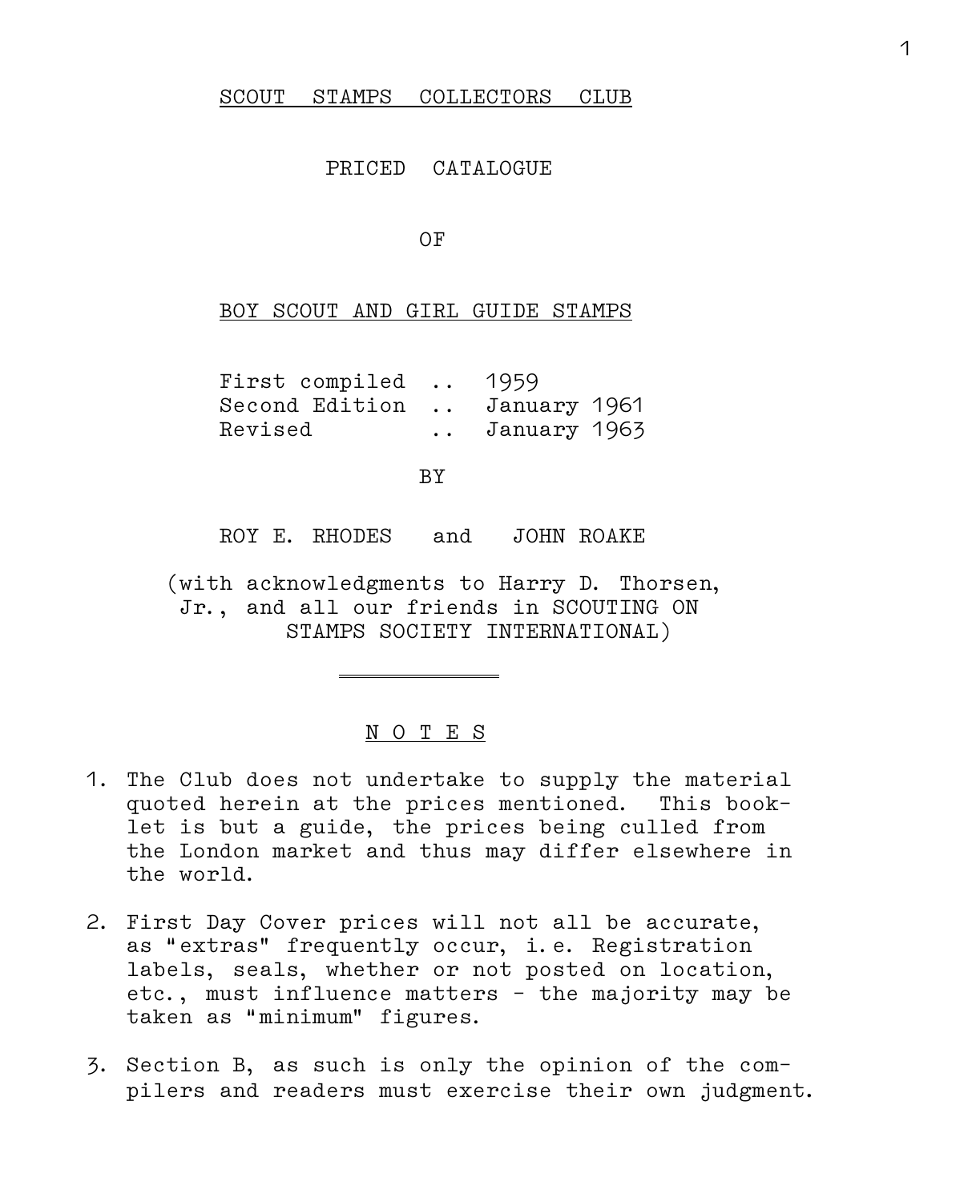# SCOUT STAMPS COLLECTORS CLUB

## PRICED CATALOGUE

## OF

## BOY SCOUT AND GIRL GUIDE STAMPS

First compiled .. 1959
Second Edition .. January 1961
Revised .. January 1963

BY

ROY E. RHODES and JOHN ROAKE

(with acknowledgments to Harry D. Thorsen, Jr., and all our friends in SCOUTING ON STAMPS SOCIETY INTERNATIONAL)

---

## N O T E S

1. The Club does not undertake to supply the material quoted herein at the prices mentioned. This booklet is but a guide, the prices being culled from the London market and thus may differ elsewhere in the world.

2. First Day Cover prices will not all be accurate, as "extras" frequently occur, i.e. Registration labels, seals, whether or not posted on location, etc., must influence matters - the majority may be taken as "minimum" figures.

3. Section B, as such is only the opinion of the compilers and readers must exercise their own judgment.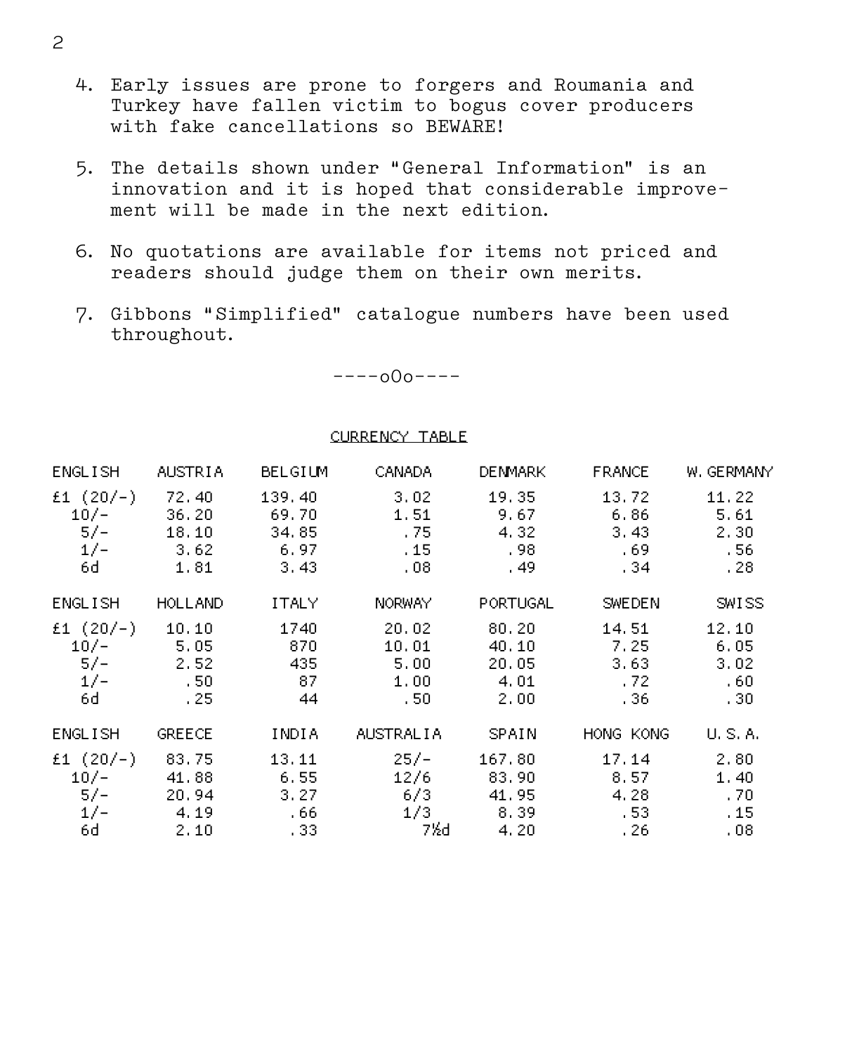4. Early issues are prone to forgers and Roumania and Turkey have fallen victim to bogus cover producers with fake cancellations so BEWARE!

5. The details shown under "General Information" is an innovation and it is hoped that considerable improvement will be made in the next edition.

6. No quotations are available for items not priced and readers should judge them on their own merits.

7. Gibbons "Simplified" catalogue numbers have been used throughout.

----oOo----

## CURRENCY TABLE

| ENGLISH | AUSTRIA | BELGIUM | CANADA | DENMARK | FRANCE | W. GERMANY |
|---|---|---|---|---|---|---|
| £1 (20/-) | 72.40 | 139.40 | 3.02 | 19.35 | 13.72 | 11.22 |
| 10/- | 36.20 | 69.70 | 1.51 | 9.67 | 6.86 | 5.61 |
| 5/- | 18.10 | 34.85 | .75 | 4.32 | 3.43 | 2.30 |
| 1/- | 3.62 | 6.97 | .15 | .98 | .69 | .56 |
| 6d | 1.81 | 3.43 | .08 | .49 | .34 | .28 |

| ENGLISH | HOLLAND | ITALY | NORWAY | PORTUGAL | SWEDEN | SWISS |
|---|---|---|---|---|---|---|
| £1 (20/-) | 10.10 | 1740 | 20.02 | 80.20 | 14.51 | 12.10 |
| 10/- | 5.05 | 870 | 10.01 | 40.10 | 7.25 | 6.05 |
| 5/- | 2.52 | 435 | 5.00 | 20.05 | 3.63 | 3.02 |
| 1/- | .50 | 87 | 1.00 | 4.01 | .72 | .60 |
| 6d | .25 | 44 | .50 | 2.00 | .36 | .30 |

| ENGLISH | GREECE | INDIA | AUSTRALIA | SPAIN | HONG KONG | U.S.A. |
|---|---|---|---|---|---|---|
| £1 (20/-) | 83.75 | 13.11 | 25/- | 167.80 | 17.14 | 2.80 |
| 10/- | 41.88 | 6.55 | 12/6 | 83.90 | 8.57 | 1.40 |
| 5/- | 20.94 | 3.27 | 6/3 | 41.95 | 4.28 | .70 |
| 1/- | 4.19 | .66 | 1/3 | 8.39 | .53 | .15 |
| 6d | 2.10 | .33 | 7½d | 4.20 | .26 | .08 |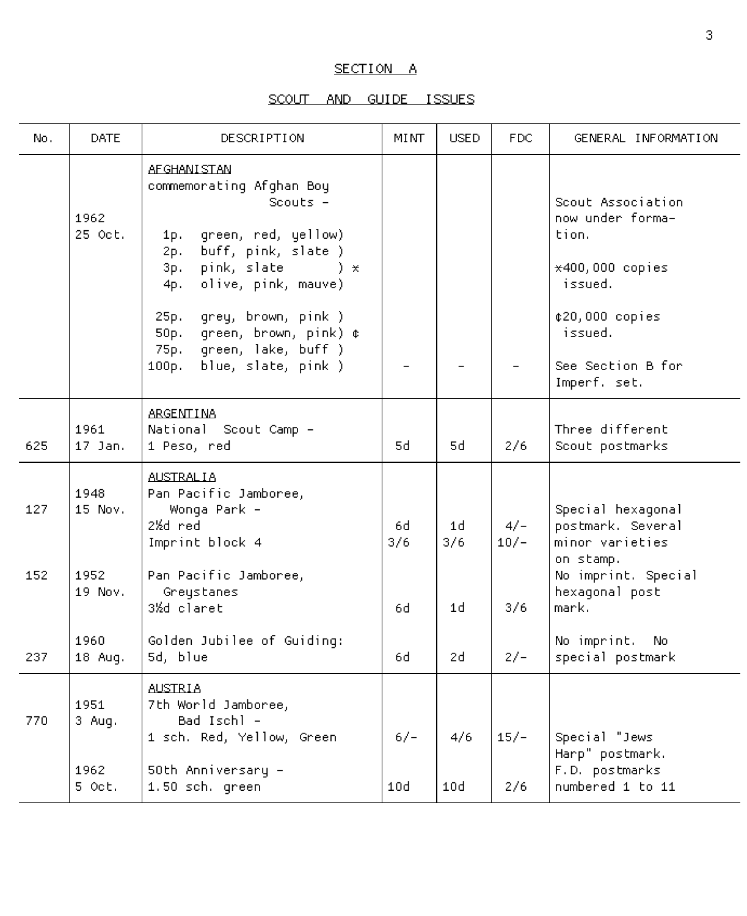## SECTION A

## SCOUT AND GUIDE ISSUES

| No. | DATE | DESCRIPTION | MINT | USED | FDC | GENERAL INFORMATION |
|---|---|---|---|---|---|---|
| | 1962 25 Oct. | AFGHANISTAN commemorating Afghan Boy Scouts – 1p. green, red, yellow) 2p. buff, pink, slate ) 3p. pink, slate ) * 4p. olive, pink, mauve) 25p. grey, brown, pink ) 50p. green, brown, pink) ¢ 75p. green, lake, buff ) 100p. blue, slate, pink ) | – | – | – | Scout Association now under formation. *400,000 copies issued. ¢20,000 copies issued. See Section B for Imperf. set. |
| 625 | 1961 17 Jan. | ARGENTINA National Scout Camp – 1 Peso, red | 5d | 5d | 2/6 | Three different Scout postmarks |
| 127 | 1948 15 Nov. | AUSTRALIA Pan Pacific Jamboree, Wonga Park – 2½d red | 6d | 1d | 4/- | Special hexagonal postmark. Several minor varieties on stamp. |
| | | Imprint block 4 | 3/6 | 3/6 | 10/- | |
| 152 | 1952 19 Nov. | Pan Pacific Jamboree, Greystanes 3½d claret | 6d | 1d | 3/6 | No imprint. Special hexagonal post mark. |
| 237 | 1960 18 Aug. | Golden Jubilee of Guiding: 5d, blue | 6d | 2d | 2/- | No imprint. No special postmark |
| 770 | 1951 3 Aug. | AUSTRIA 7th World Jamboree, Bad Ischl – 1 sch. Red, Yellow, Green | 6/- | 4/6 | 15/- | Special "Jews Harp" postmark. |
| | 1962 5 Oct. | 50th Anniversary – 1.50 sch. green | 10d | 10d | 2/6 | F.D. postmarks numbered 1 to 11 |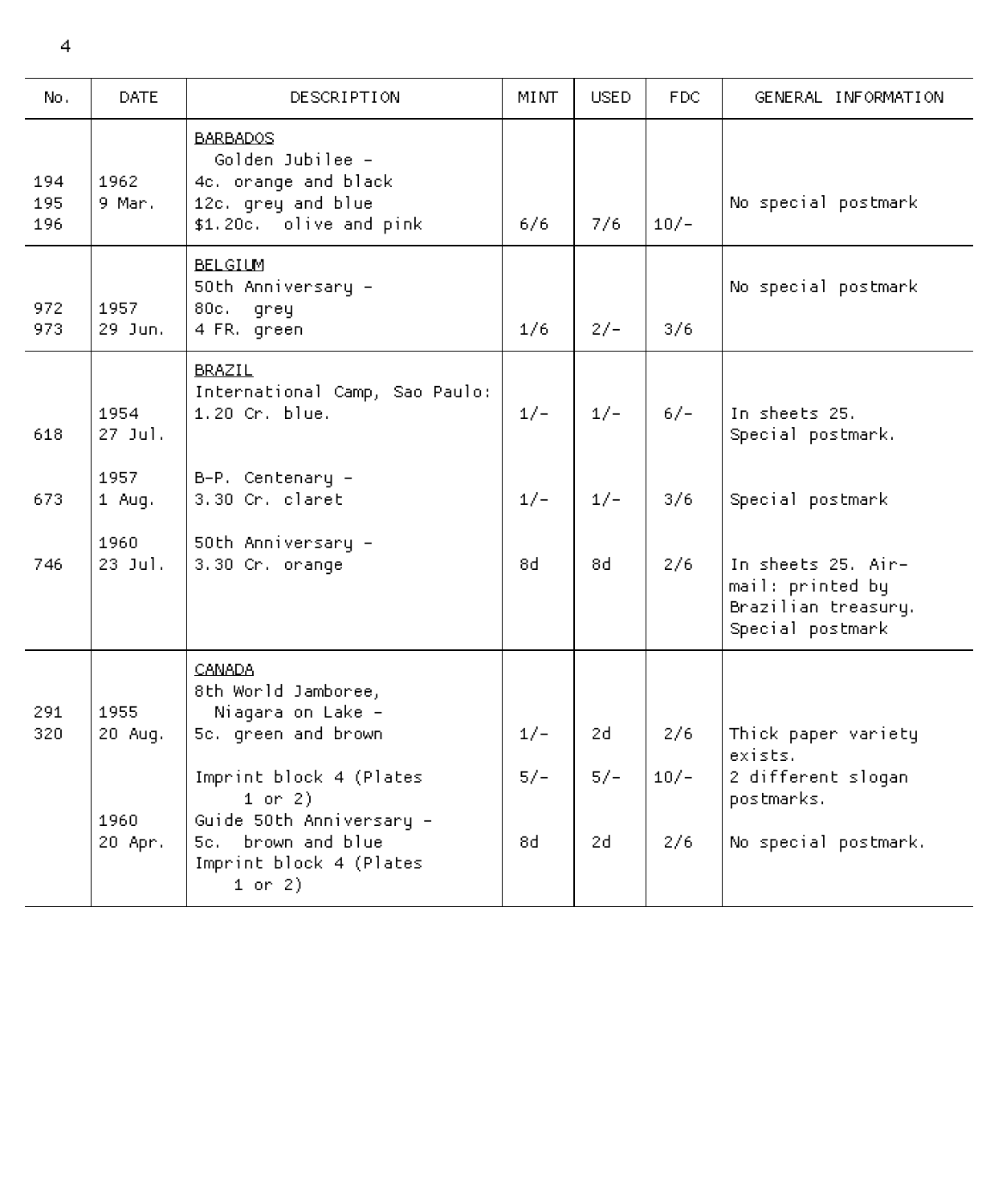| No. | DATE | DESCRIPTION | MINT | USED | FDC | GENERAL INFORMATION |
|---|---|---|---|---|---|---|
| | | BARBADOS | | | | |
| | | Golden Jubilee - | | | | |
| 194 | 1962 | 4c. orange and black | | | | |
| 195 | 9 Mar. | 12c. grey and blue | | | | No special postmark |
| 196 | | $1.20c. olive and pink | 6/6 | 7/6 | 10/- | |
| | | BELGIUM | | | | |
| | | 50th Anniversary - | | | | No special postmark |
| 972 | 1957 | 80c. grey | | | | |
| 973 | 29 Jun. | 4 FR. green | 1/6 | 2/- | 3/6 | |
| | | BRAZIL | | | | |
| | | International Camp, Sao Paulo: | | | | |
| | 1954 | 1.20 Cr. blue. | 1/- | 1/- | 6/- | In sheets 25. |
| 618 | 27 Jul. | | | | | Special postmark. |
| | 1957 | B-P. Centenary - | | | | |
| 673 | 1 Aug. | 3.30 Cr. claret | 1/- | 1/- | 3/6 | Special postmark |
| | 1960 | 50th Anniversary - | | | | |
| 746 | 23 Jul. | 3.30 Cr. orange | 8d | 8d | 2/6 | In sheets 25. Air-mail: printed by Brazilian treasury. Special postmark |
| | | CANADA | | | | |
| | | 8th World Jamboree, | | | | |
| 291 | 1955 | Niagara on Lake - | | | | |
| 320 | 20 Aug. | 5c. green and brown | 1/- | 2d | 2/6 | Thick paper variety exists. |
| | | Imprint block 4 (Plates 1 or 2) | 5/- | 5/- | 10/- | 2 different slogan postmarks. |
| | 1960 | Guide 50th Anniversary - | | | | |
| | 20 Apr. | 5c. brown and blue | 8d | 2d | 2/6 | No special postmark. |
| | | Imprint block 4 (Plates 1 or 2) | | | | |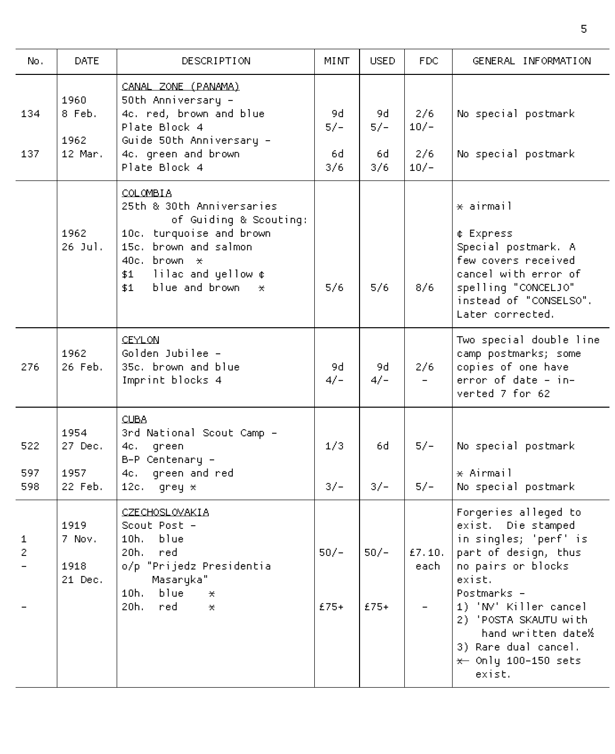| No. | DATE | DESCRIPTION | MINT | USED | FDC | GENERAL INFORMATION |
|---|---|---|---|---|---|---|
| | | CANAL ZONE (PANAMA) | | | | |
| | 1960 | 50th Anniversary - | | | | |
| 134 | 8 Feb. | 4c. red, brown and blue | 9d | 9d | 2/6 | No special postmark |
| | | Plate Block 4 | 5/- | 5/- | 10/- | |
| | 1962 | Guide 50th Anniversary - | | | | |
| 137 | 12 Mar. | 4c. green and brown | 6d | 6d | 2/6 | No special postmark |
| | | Plate Block 4 | 3/6 | 3/6 | 10/- | |
| | | COLOMBIA | | | | |
| | | 25th & 30th Anniversaries of Guiding & Scouting: | | | | * airmail |
| | 1962 | 10c. turquoise and brown | | | | ¢ Express |
| | 26 Jul. | 15c. brown and salmon | | | | Special postmark. A |
| | | 40c. brown * | | | | few covers received |
| | | $1 lilac and yellow ¢ | | | | cancel with error of |
| | | $1 blue and brown * | 5/6 | 5/6 | 8/6 | spelling "CONCELJO" instead of "CONSELSO". Later corrected. |
| | | CEYLON | | | | Two special double line |
| | 1962 | Golden Jubilee - | | | | camp postmarks; some |
| 276 | 26 Feb. | 35c. brown and blue | 9d | 9d | 2/6 | copies of one have |
| | | Imprint blocks 4 | 4/- | 4/- | - | error of date - inverted 7 for 62 |
| | | CUBA | | | | |
| | 1954 | 3rd National Scout Camp - | | | | |
| 522 | 27 Dec. | 4c. green | 1/3 | 6d | 5/- | No special postmark |
| | | B-P Centenary - | | | | |
| 597 | 1957 | 4c. green and red | | | | * Airmail |
| 598 | 22 Feb. | 12c. grey * | 3/- | 3/- | 5/- | No special postmark |
| | | CZECHOSLOVAKIA | | | | Forgeries alleged to |
| | 1919 | Scout Post - | | | | exist. Die stamped |
| 1 | 7 Nov. | 10h. blue | | | | in singles; 'perf' is |
| 2 | | 20h. red | 50/- | 50/- | £7.10. | part of design, thus |
| - | 1918 | o/p "Prijedz Presidentia | | | each | no pairs or blocks |
| | 21 Dec. | Masaryka" | | | | exist. |
| | | 10h. blue * | | | | Postmarks - |
| - | | 20h. red * | £75+ | £75+ | - | 1) 'NV' Killer cancel |
| | | | | | | 2) 'POSTA SKAUTU with hand written date½ |
| | | | | | | 3) Rare dual cancel. |
| | | | | | | *— Only 100-150 sets exist. |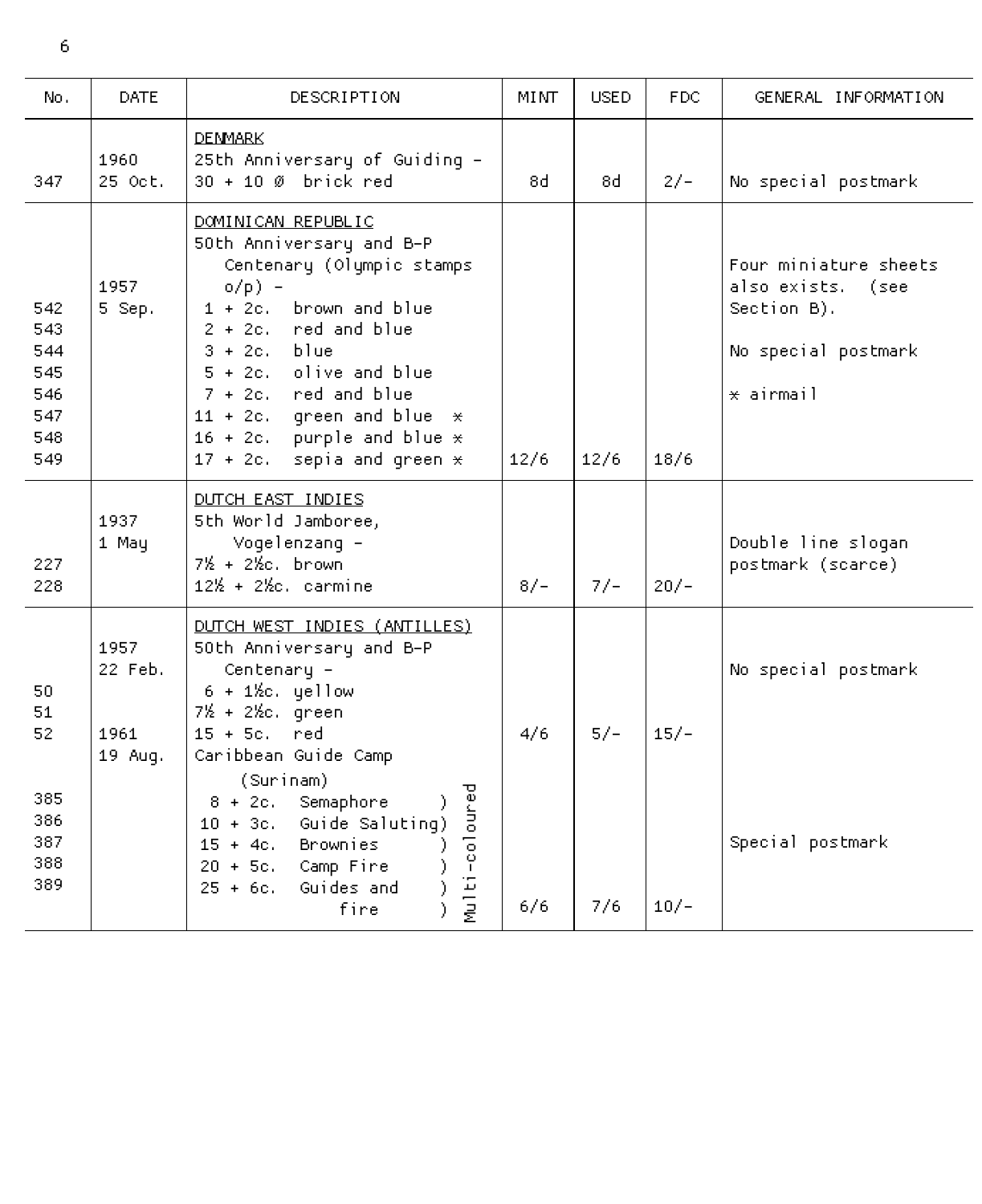| No. | DATE | DESCRIPTION | MINT | USED | FDC | GENERAL INFORMATION |
|---|---|---|---|---|---|---|
| | | DENMARK | | | | |
| | 1960 | 25th Anniversary of Guiding - | | | | |
| 347 | 25 Oct. | 30 + 10 ø brick red | 8d | 8d | 2/- | No special postmark |
| | | DOMINICAN REPUBLIC | | | | |
| | | 50th Anniversary and B-P Centenary (Olympic stamps o/p) - | | | | Four miniature sheets also exists. (see Section B). |
| | 1957 | | | | | |
| 542 | 5 Sep. | 1 + 2c. brown and blue | | | | |
| 543 | | 2 + 2c. red and blue | | | | |
| 544 | | 3 + 2c. blue | | | | No special postmark |
| 545 | | 5 + 2c. olive and blue | | | | |
| 546 | | 7 + 2c. red and blue | | | | * airmail |
| 547 | | 11 + 2c. green and blue * | | | | |
| 548 | | 16 + 2c. purple and blue * | | | | |
| 549 | | 17 + 2c. sepia and green * | 12/6 | 12/6 | 18/6 | |
| | | DUTCH EAST INDIES | | | | |
| | 1937 | 5th World Jamboree, | | | | |
| | 1 May | Vogelenzang - | | | | Double line slogan |
| 227 | | 7½ + 2½c. brown | | | | postmark (scarce) |
| 228 | | 12½ + 2½c. carmine | 8/- | 7/- | 20/- | |
| | | DUTCH WEST INDIES (ANTILLES) | | | | |
| | 1957 | 50th Anniversary and B-P | | | | |
| | 22 Feb. | Centenary - | | | | No special postmark |
| 50 | | 6 + 1½c. yellow | | | | |
| 51 | | 7½ + 2½c. green | | | | |
| 52 | 1961 | 15 + 5c. red | 4/6 | 5/- | 15/- | |
| | 19 Aug. | Caribbean Guide Camp (Surinam) | | | | |
| 385 | | 8 + 2c. Semaphore ) Multi-coloured | | | | |
| 386 | | 10 + 3c. Guide Saluting) | | | | |
| 387 | | 15 + 4c. Brownies ) | | | | Special postmark |
| 388 | | 20 + 5c. Camp Fire ) | | | | |
| 389 | | 25 + 6c. Guides and fire ) | 6/6 | 7/6 | 10/- | |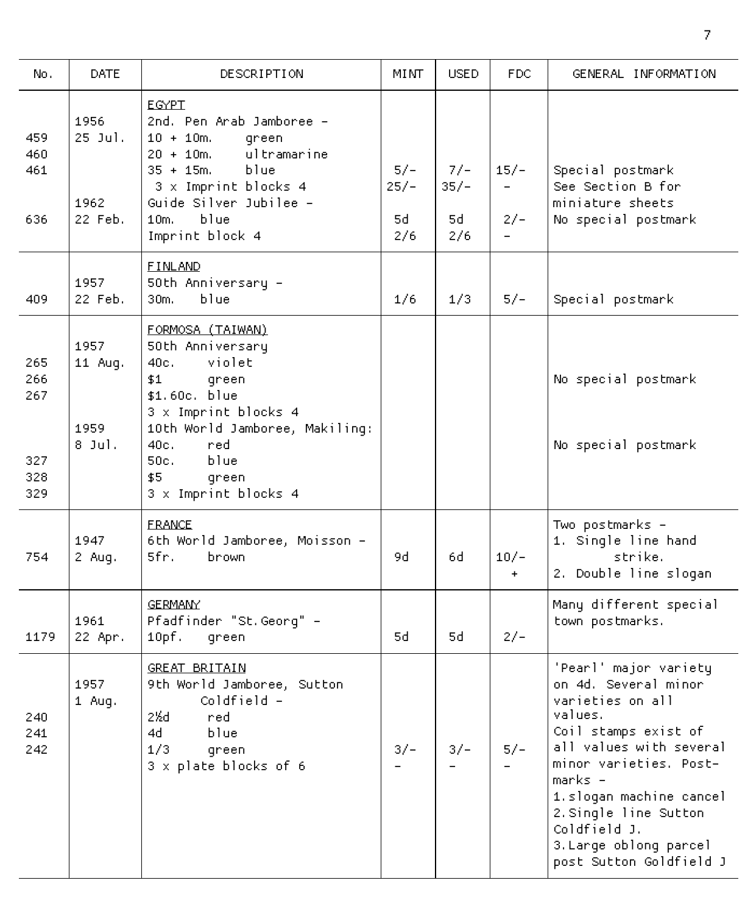| No. | DATE | DESCRIPTION | MINT | USED | FDC | GENERAL INFORMATION |
|---|---|---|---|---|---|---|
| | | EGYPT | | | | |
| | 1956 | 2nd. Pen Arab Jamboree - | | | | |
| 459 | 25 Jul. | 10 + 10m. green | | | | |
| 460 | | 20 + 10m. ultramarine | | | | |
| 461 | | 35 + 15m. blue | 5/- | 7/- | 15/- | Special postmark |
| | | 3 x Imprint blocks 4 | 25/- | 35/- | - | See Section B for |
| | 1962 | Guide Silver Jubilee - | | | | miniature sheets |
| 636 | 22 Feb. | 10m. blue | 5d | 5d | 2/- | No special postmark |
| | | Imprint block 4 | 2/6 | 2/6 | - | |
| | | FINLAND | | | | |
| | 1957 | 50th Anniversary - | | | | |
| 409 | 22 Feb. | 30m. blue | 1/6 | 1/3 | 5/- | Special postmark |
| | | FORMOSA (TAIWAN) | | | | |
| | 1957 | 50th Anniversary | | | | |
| 265 | 11 Aug. | 40c. violet | | | | |
| 266 | | $1 green | | | | No special postmark |
| 267 | | $1.60c. blue | | | | |
| | | 3 x Imprint blocks 4 | | | | |
| | 1959 | 10th World Jamboree, Makiling: | | | | |
| | 8 Jul. | 40c. red | | | | No special postmark |
| 327 | | 50c. blue | | | | |
| 328 | | $5 green | | | | |
| 329 | | 3 x Imprint blocks 4 | | | | |
| | | FRANCE | | | | Two postmarks - |
| | 1947 | 6th World Jamboree, Moisson - | | | | 1. Single line hand strike. |
| 754 | 2 Aug. | 5fr. brown | 9d | 6d | 10/- + | 2. Double line slogan |
| | | GERMANY | | | | Many different special |
| | 1961 | Pfadfinder "St.Georg" - | | | | town postmarks. |
| 1179 | 22 Apr. | 10pf. green | 5d | 5d | 2/- | |
| | | GREAT BRITAIN | | | | 'Pearl' major variety |
| | 1957 | 9th World Jamboree, Sutton | | | | on 4d. Several minor |
| | 1 Aug. | Coldfield - | | | | varieties on all values. |
| 240 | | 2½d red | | | | Coil stamps exist of |
| 241 | | 4d blue | | | | all values with several |
| 242 | | 1/3 green | 3/- | 3/- | 5/- | minor varieties. Post- |
| | | 3 x plate blocks of 6 | - | - | - | marks - |
| | | | | | | 1.slogan machine cancel |
| | | | | | | 2.Single line Sutton Coldfield J. |
| | | | | | | 3.Large oblong parcel post Sutton Goldfield J |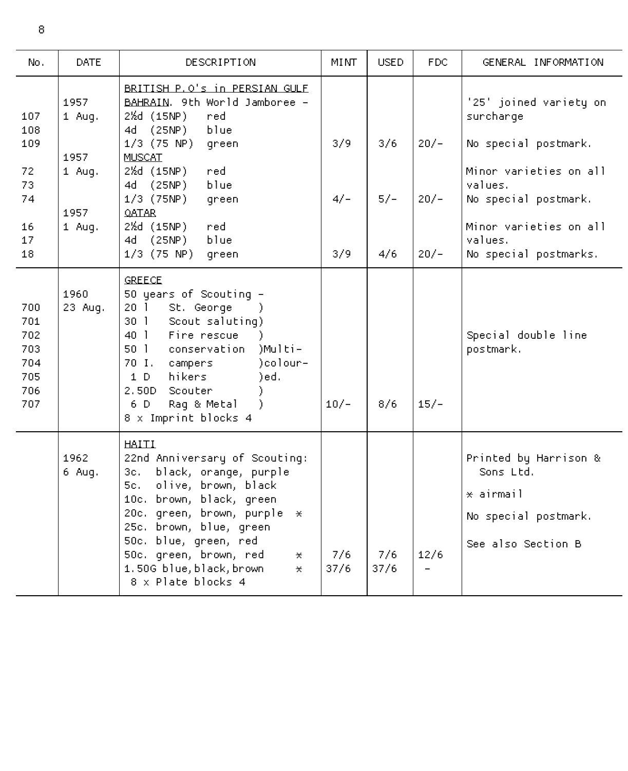| No. | DATE | DESCRIPTION | MINT | USED | FDC | GENERAL INFORMATION |
|---|---|---|---|---|---|---|
| | | BRITISH P.O's in PERSIAN GULF | | | | |
| | 1957 | BAHRAIN. 9th World Jamboree - | | | | '25' joined variety on |
| 107 | 1 Aug. | 2½d (15NP) red | | | | surcharge |
| 108 | | 4d (25NP) blue | | | | |
| 109 | | 1/3 (75 NP) green | 3/9 | 3/6 | 20/- | No special postmark. |
| | 1957 | MUSCAT | | | | |
| 72 | 1 Aug. | 2½d (15NP) red | | | | Minor varieties on all |
| 73 | | 4d (25NP) blue | | | | values. |
| 74 | | 1/3 (75NP) green | 4/- | 5/- | 20/- | No special postmark. |
| | 1957 | QATAR | | | | |
| 16 | 1 Aug. | 2½d (15NP) red | | | | Minor varieties on all |
| 17 | | 4d (25NP) blue | | | | values. |
| 18 | | 1/3 (75 NP) green | 3/9 | 4/6 | 20/- | No special postmarks. |
| | | GREECE | | | | |
| | 1960 | 50 years of Scouting - | | | | |
| 700 | 23 Aug. | 20 l St. George ) | | | | |
| 701 | | 30 l Scout saluting) | | | | |
| 702 | | 40 l Fire rescue ) | | | | Special double line |
| 703 | | 50 l conservation )Multi- | | | | postmark. |
| 704 | | 70 I. campers )colour- | | | | |
| 705 | | 1 D hikers )ed. | | | | |
| 706 | | 2.50D Scouter ) | | | | |
| 707 | | 6 D Rag & Metal ) | 10/- | 8/6 | 15/- | |
| | | 8 x Imprint blocks 4 | | | | |
| | | HAITI | | | | |
| | 1962 | 22nd Anniversary of Scouting: | | | | Printed by Harrison & Sons Ltd. |
| | 6 Aug. | 3c. black, orange, purple | | | | |
| | | 5c. olive, brown, black | | | | * airmail |
| | | 10c. brown, black, green | | | | |
| | | 20c. green, brown, purple * | | | | No special postmark. |
| | | 25c. brown, blue, green | | | | |
| | | 50c. blue, green, red | | | | See also Section B |
| | | 50c. green, brown, red * | 7/6 | 7/6 | 12/6 | |
| | | 1.50G blue, black, brown * | 37/6 | 37/6 | - | |
| | | 8 x Plate blocks 4 | | | | |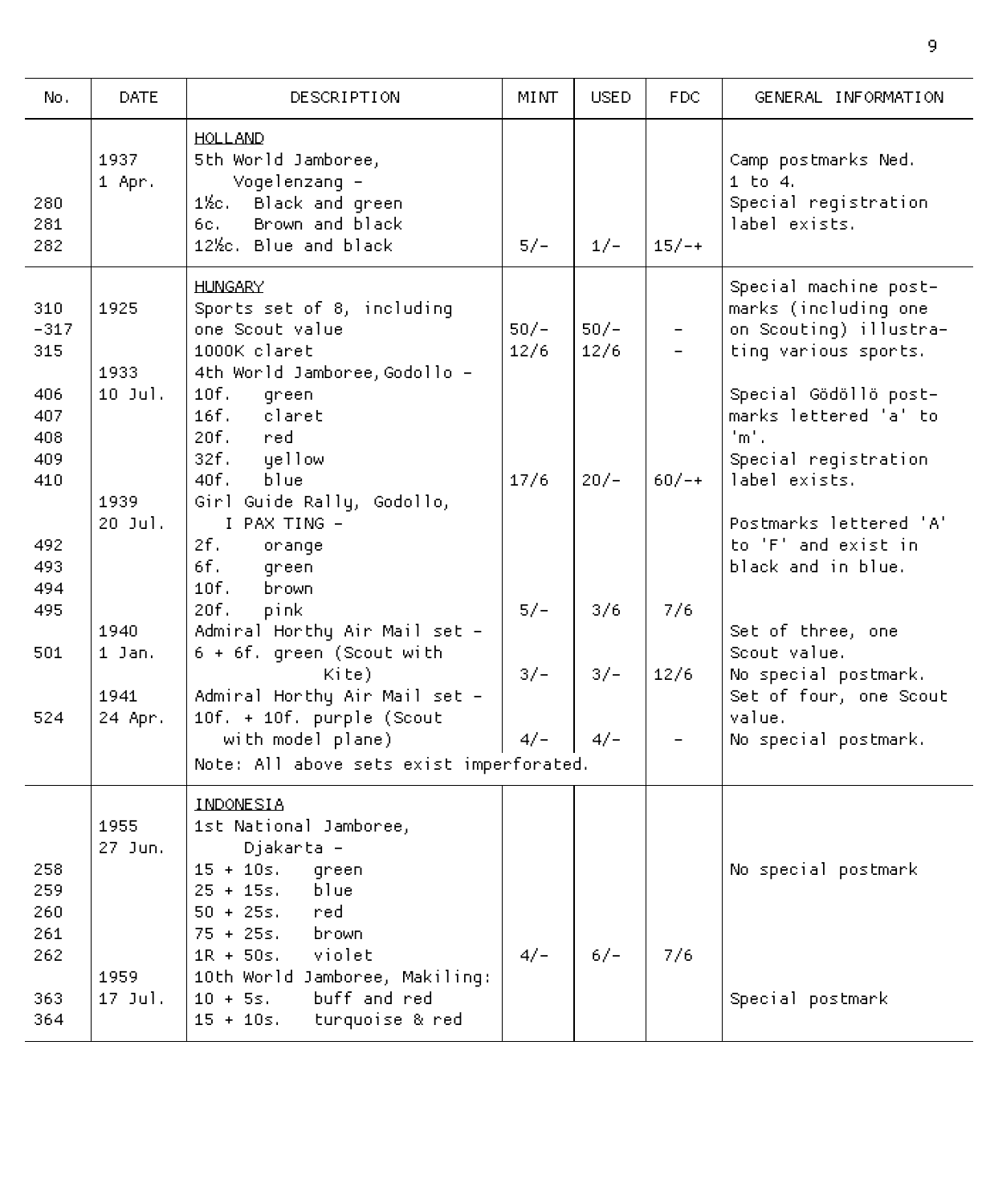| No. | DATE | DESCRIPTION | MINT | USED | FDC | GENERAL INFORMATION |
|---|---|---|---|---|---|---|
| | | HOLLAND | | | | |
| | 1937 | 5th World Jamboree, | | | | Camp postmarks Ned. |
| | 1 Apr. | Vogelenzang - | | | | 1 to 4. |
| 280 | | 1½c. Black and green | | | | Special registration |
| 281 | | 6c. Brown and black | | | | label exists. |
| 282 | | 12½c. Blue and black | 5/- | 1/- | 15/-+ | |
| | | HUNGARY | | | | Special machine post- |
| 310 | 1925 | Sports set of 8, including | | | | marks (including one |
| -317 | | one Scout value | 50/- | 50/- | - | on Scouting) illustra- |
| 315 | | 1000K claret | 12/6 | 12/6 | - | ting various sports. |
| | 1933 | 4th World Jamboree, Godollo - | | | | |
| 406 | 10 Jul. | 10f. green | | | | Special Gödöllö post- |
| 407 | | 16f. claret | | | | marks lettered 'a' to |
| 408 | | 20f. red | | | | 'm'. |
| 409 | | 32f. yellow | | | | Special registration |
| 410 | | 40f. blue | 17/6 | 20/- | 60/-+ | label exists. |
| | 1939 | Girl Guide Rally, Godollo, | | | | |
| | 20 Jul. | I PAX TING - | | | | Postmarks lettered 'A' |
| 492 | | 2f. orange | | | | to 'F' and exist in |
| 493 | | 6f. green | | | | black and in blue. |
| 494 | | 10f. brown | | | | |
| 495 | | 20f. pink | 5/- | 3/6 | 7/6 | |
| | 1940 | Admiral Horthy Air Mail set - | | | | Set of three, one |
| 501 | 1 Jan. | 6 + 6f. green (Scout with Kite) | 3/- | 3/- | 12/6 | Scout value. No special postmark. |
| | 1941 | Admiral Horthy Air Mail set - | | | | Set of four, one Scout |
| 524 | 24 Apr. | 10f. + 10f. purple (Scout with model plane) | 4/- | 4/- | - | value. No special postmark. |
| | | Note: All above sets exist imperforated. | | | | |
| | | INDONESIA | | | | |
| | 1955 | 1st National Jamboree, | | | | |
| | 27 Jun. | Djakarta - | | | | |
| 258 | | 15 + 10s. green | | | | No special postmark |
| 259 | | 25 + 15s. blue | | | | |
| 260 | | 50 + 25s. red | | | | |
| 261 | | 75 + 25s. brown | | | | |
| 262 | | 1R + 50s. violet | 4/- | 6/- | 7/6 | |
| | 1959 | 10th World Jamboree, Makiling: | | | | |
| 363 | 17 Jul. | 10 + 5s. buff and red | | | | Special postmark |
| 364 | | 15 + 10s. turquoise & red | | | | |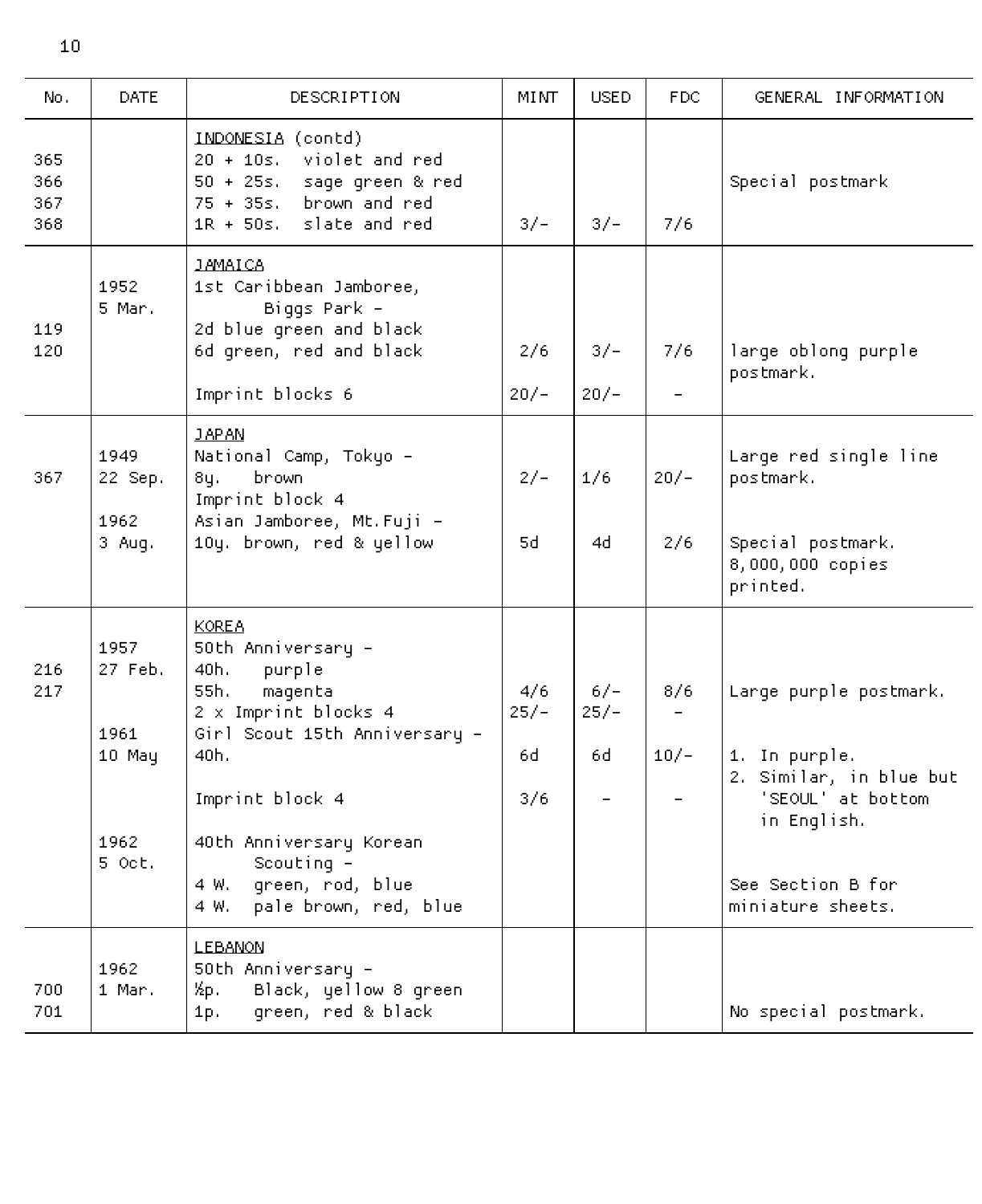| No. | DATE | DESCRIPTION | MINT | USED | FDC | GENERAL INFORMATION |
|---|---|---|---|---|---|---|
| | | INDONESIA (contd) | | | | |
| 365 | | 20 + 10s. violet and red | | | | |
| 366 | | 50 + 25s. sage green & red | | | | Special postmark |
| 367 | | 75 + 35s. brown and red | | | | |
| 368 | | 1R + 50s. slate and red | 3/- | 3/- | 7/6 | |
| | | JAMAICA | | | | |
| | 1952 5 Mar. | 1st Caribbean Jamboree, Biggs Park - | | | | |
| 119 | | 2d blue green and black | | | | |
| 120 | | 6d green, red and black | 2/6 | 3/- | 7/6 | large oblong purple postmark. |
| | | Imprint blocks 6 | 20/- | 20/- | - | |
| | | JAPAN | | | | |
| | 1949 | National Camp, Tokyo - | | | | Large red single line |
| 367 | 22 Sep. | 8y. brown | 2/- | 1/6 | 20/- | postmark. |
| | | Imprint block 4 | | | | |
| | 1962 | Asian Jamboree, Mt.Fuji - | | | | |
| | 3 Aug. | 10y. brown, red & yellow | 5d | 4d | 2/6 | Special postmark. 8,000,000 copies printed. |
| | | KOREA | | | | |
| | 1957 | 50th Anniversary - | | | | |
| 216 | 27 Feb. | 40h. purple | | | | |
| 217 | | 55h. magenta | 4/6 | 6/- | 8/6 | Large purple postmark. |
| | | 2 x Imprint blocks 4 | 25/- | 25/- | - | |
| | 1961 | Girl Scout 15th Anniversary - | | | | |
| | 10 May | 40h. | 6d | 6d | 10/- | 1. In purple. 2. Similar, in blue but 'SEOUL' at bottom in English. |
| | | Imprint block 4 | 3/6 | - | - | |
| | 1962 5 Oct. | 40th Anniversary Korean Scouting - | | | | |
| | | 4 W. green, rod, blue | | | | See Section B for |
| | | 4 W. pale brown, red, blue | | | | miniature sheets. |
| | | LEBANON | | | | |
| | 1962 | 50th Anniversary - | | | | |
| 700 | 1 Mar. | ½p. Black, yellow 8 green | | | | |
| 701 | | 1p. green, red & black | | | | No special postmark. |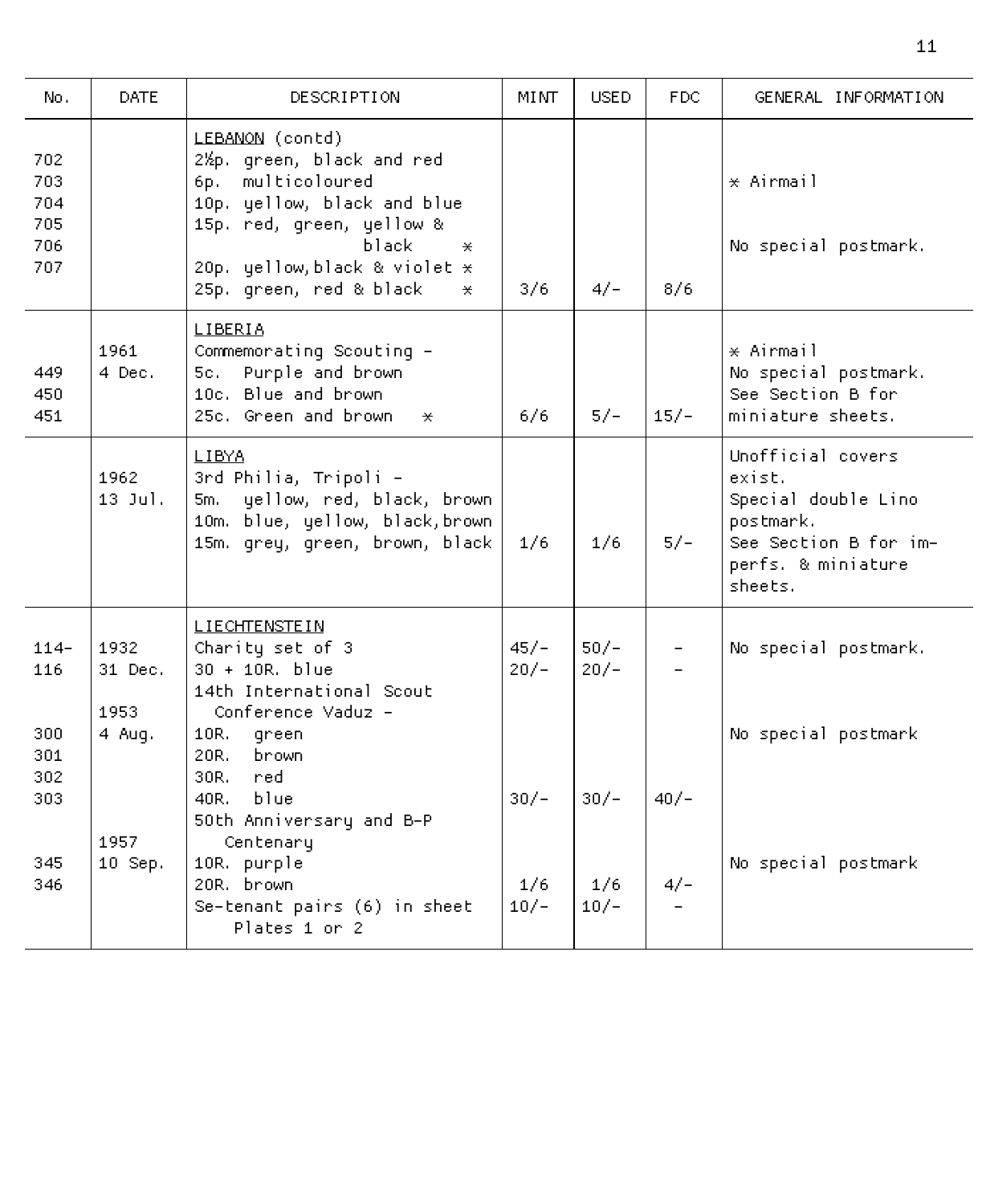| No. | DATE | DESCRIPTION | MINT | USED | FDC | GENERAL INFORMATION |
|---|---|---|---|---|---|---|
| | | LEBANON (contd) | | | | |
| 702 | | 2½p. green, black and red | | | | |
| 703 | | 6p. multicoloured | | | | * Airmail |
| 704 | | 10p. yellow, black and blue | | | | |
| 705 | | 15p. red, green, yellow & | | | | |
| 706 | | black * | | | | No special postmark. |
| 707 | | 20p. yellow, black & violet * | | | | |
| | | 25p. green, red & black * | 3/6 | 4/- | 8/6 | |
| | | LIBERIA | | | | |
| | 1961 | Commemorating Scouting - | | | | * Airmail |
| 449 | 4 Dec. | 5c. Purple and brown | | | | No special postmark. |
| 450 | | 10c. Blue and brown | | | | See Section B for |
| 451 | | 25c. Green and brown * | 6/6 | 5/- | 15/- | miniature sheets. |
| | | LIBYA | | | | Unofficial covers exist. |
| | 1962 | 3rd Philia, Tripoli - | | | | Special double Lino postmark. |
| | 13 Jul. | 5m. yellow, red, black, brown | | | | |
| | | 10m. blue, yellow, black, brown | | | | |
| | | 15m. grey, green, brown, black | 1/6 | 1/6 | 5/- | See Section B for imperfs. & miniature sheets. |
| | | LIECHTENSTEIN | | | | |
| 114-116 | 1932 | Charity set of 3 | 45/- | 50/- | - | No special postmark. |
| | 31 Dec. | 30 + 10R. blue | 20/- | 20/- | - | |
| | | 14th International Scout | | | | |
| | 1953 | Conference Vaduz - | | | | |
| 300 | 4 Aug. | 10R. green | | | | No special postmark |
| 301 | | 20R. brown | | | | |
| 302 | | 30R. red | | | | |
| 303 | | 40R. blue | 30/- | 30/- | 40/- | |
| | | 50th Anniversary and B-P | | | | |
| | 1957 | Centenary | | | | |
| 345 | 10 Sep. | 10R. purple | | | | No special postmark |
| 346 | | 20R. brown | 1/6 | 1/6 | 4/- | |
| | | Se-tenant pairs (6) in sheet | 10/- | 10/- | - | |
| | | Plates 1 or 2 | | | | |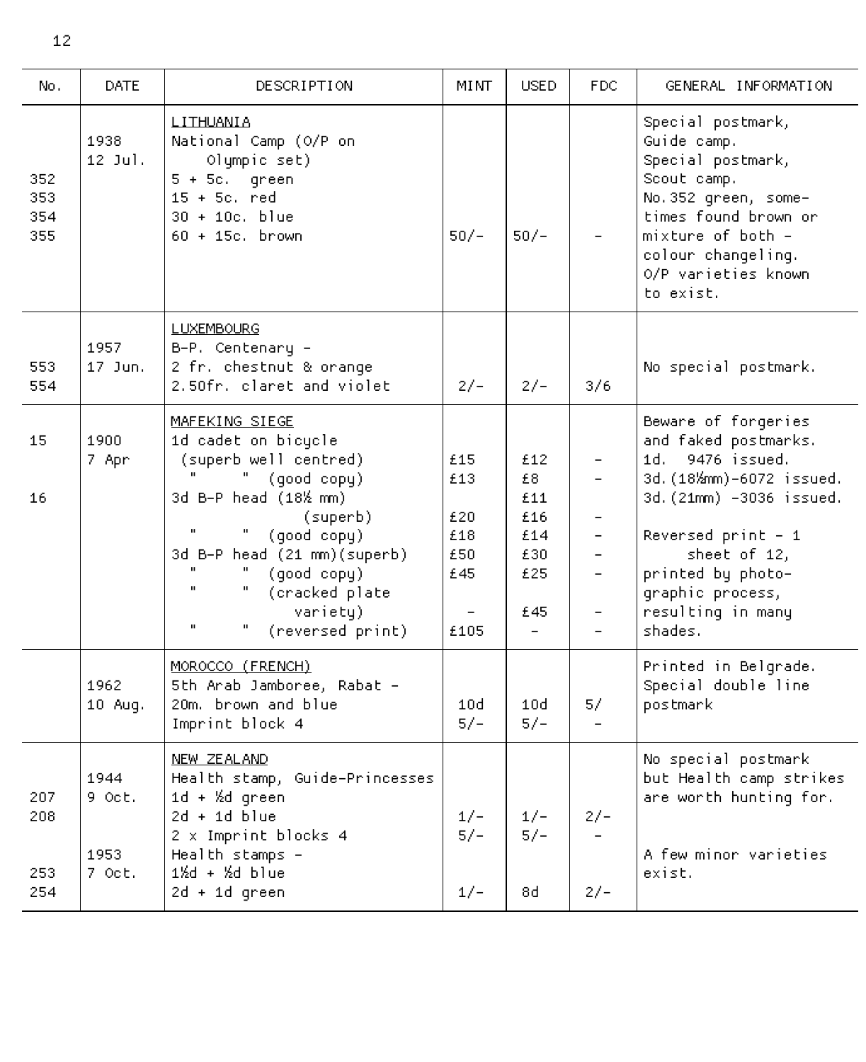| No. | DATE | DESCRIPTION | MINT | USED | FDC | GENERAL INFORMATION |
|---|---|---|---|---|---|---|
| | | LITHUANIA | | | | Special postmark, |
| | 1938 | National Camp (O/P on | | | | Guide camp. |
| | 12 Jul. | Olympic set) | | | | Special postmark, |
| 352 | | 5 + 5c. green | | | | Scout camp. |
| 353 | | 15 + 5c. red | | | | No.352 green, some- |
| 354 | | 30 + 10c. blue | | | | times found brown or |
| 355 | | 60 + 15c. brown | 50/- | 50/- | - | mixture of both - |
| | | | | | | colour changeling. |
| | | | | | | O/P varieties known |
| | | | | | | to exist. |
| | | LUXEMBOURG | | | | |
| | 1957 | B-P. Centenary - | | | | |
| 553 | 17 Jun. | 2 fr. chestnut & orange | | | | No special postmark. |
| 554 | | 2.50fr. claret and violet | 2/- | 2/- | 3/6 | |
| | | MAFEKING SIEGE | | | | Beware of forgeries |
| 15 | 1900 | 1d cadet on bicycle | | | | and faked postmarks. |
| | 7 Apr | (superb well centred) | £15 | £12 | - | 1d. 9476 issued. |
| | | " " (good copy) | £13 | £8 | - | 3d.(18½mm)-6072 issued. |
| 16 | | 3d B-P head (18½ mm) | | £11 | | 3d.(21mm) -3036 issued. |
| | | (superb) | £20 | £16 | - | |
| | | " " (good copy) | £18 | £14 | - | Reversed print - 1 |
| | | 3d B-P head (21 mm)(superb) | £50 | £30 | - | sheet of 12, |
| | | " " (good copy) | £45 | £25 | - | printed by photo- |
| | | " " (cracked plate | | | | graphic process, |
| | | variety) | - | £45 | - | resulting in many |
| | | " " (reversed print) | £105 | - | - | shades. |
| | | MOROCCO (FRENCH) | | | | Printed in Belgrade. |
| | 1962 | 5th Arab Jamboree, Rabat - | | | | Special double line |
| | 10 Aug. | 20m. brown and blue | 10d | 10d | 5/ | postmark |
| | | Imprint block 4 | 5/- | 5/- | - | |
| | | NEW ZEALAND | | | | No special postmark |
| | 1944 | Health stamp, Guide-Princesses | | | | but Health camp strikes |
| 207 | 9 Oct. | 1d + ½d green | | | | are worth hunting for. |
| 208 | | 2d + 1d blue | 1/- | 1/- | 2/- | |
| | | 2 x Imprint blocks 4 | 5/- | 5/- | - | |
| | 1953 | Health stamps - | | | | A few minor varieties |
| 253 | 7 Oct. | 1½d + ½d blue | | | | exist. |
| 254 | | 2d + 1d green | 1/- | 8d | 2/- | |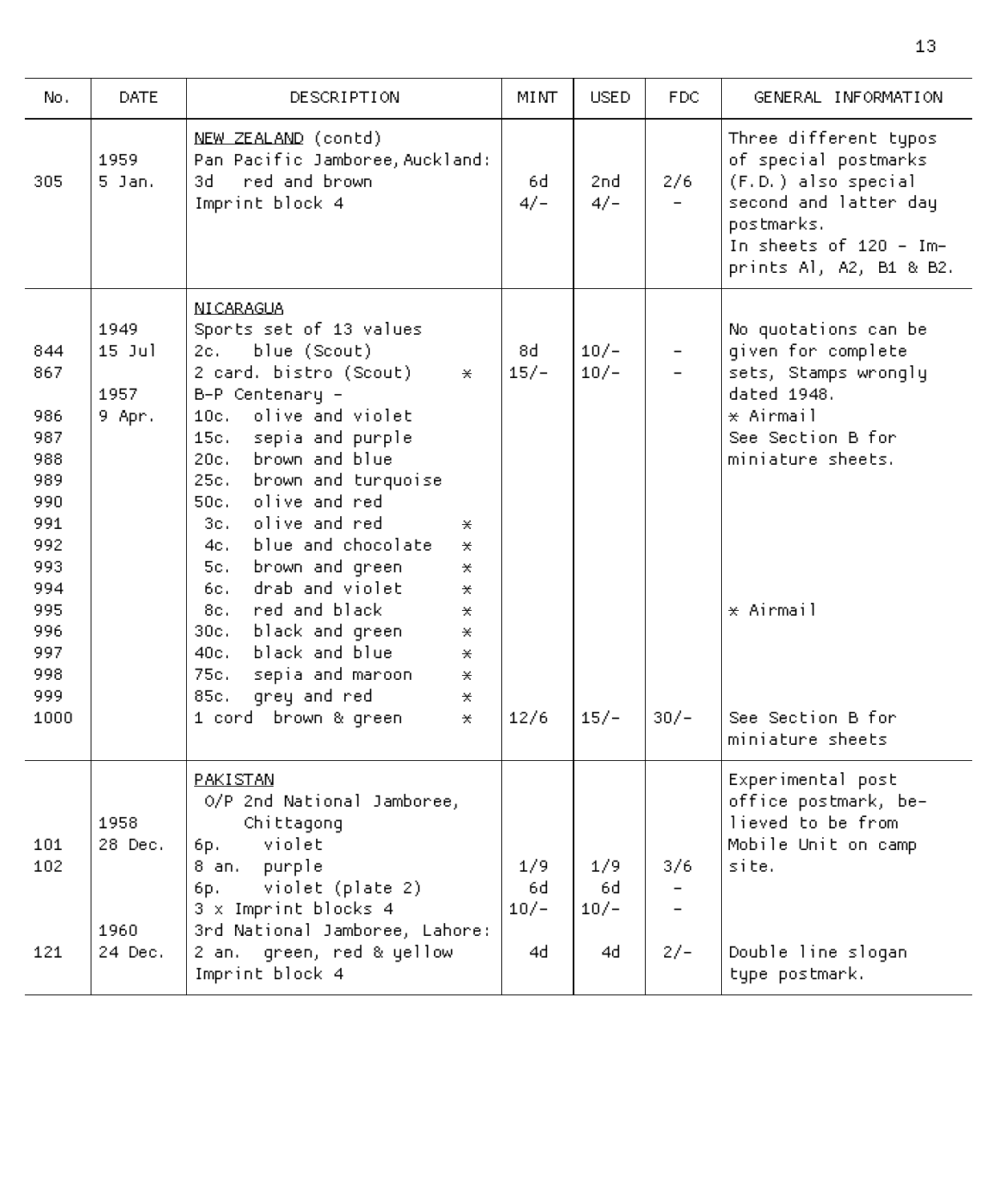| No. | DATE | DESCRIPTION | MINT | USED | FDC | GENERAL INFORMATION |
|---|---|---|---|---|---|---|
| | | NEW ZEALAND (contd) | | | | Three different typos of special postmarks (F.D.) also special second and latter day postmarks. |
| | 1959 | Pan Pacific Jamboree, Auckland: | | | | |
| 305 | 5 Jan. | 3d red and brown | 6d | 2nd | 2/6 | |
| | | Imprint block 4 | 4/- | 4/- | - | In sheets of 120 - Imprints A1, A2, B1 & B2. |
| | | NICARAGUA | | | | |
| | 1949 | Sports set of 13 values | | | | No quotations can be given for complete sets, Stamps wrongly dated 1948. |
| 844 | 15 Jul | 2c. blue (Scout) | 8d | 10/- | - | |
| 867 | | 2 card. bistro (Scout) * | 15/- | 10/- | - | |
| | 1957 | B-P Centenary - | | | | * Airmail |
| 986 | 9 Apr. | 10c. olive and violet | | | | See Section B for miniature sheets. |
| 987 | | 15c. sepia and purple | | | | |
| 988 | | 20c. brown and blue | | | | |
| 989 | | 25c. brown and turquoise | | | | |
| 990 | | 50c. olive and red | | | | |
| 991 | | 3c. olive and red * | | | | |
| 992 | | 4c. blue and chocolate * | | | | |
| 993 | | 5c. brown and green * | | | | |
| 994 | | 6c. drab and violet * | | | | |
| 995 | | 8c. red and black * | | | | * Airmail |
| 996 | | 30c. black and green * | | | | |
| 997 | | 40c. black and blue * | | | | |
| 998 | | 75c. sepia and maroon * | | | | |
| 999 | | 85c. grey and red * | | | | |
| 1000 | | 1 cord brown & green * | 12/6 | 15/- | 30/- | See Section B for miniature sheets |
| | | PAKISTAN | | | | Experimental post office postmark, believed to be from Mobile Unit on camp site. |
| | | O/P 2nd National Jamboree, | | | | |
| | 1958 | Chittagong | | | | |
| 101 | 28 Dec. | 6p. violet | | | | |
| 102 | | 8 an. purple | 1/9 | 1/9 | 3/6 | |
| | | 6p. violet (plate 2) | 6d | 6d | - | |
| | | 3 x Imprint blocks 4 | 10/- | 10/- | - | |
| | 1960 | 3rd National Jamboree, Lahore: | | | | |
| 121 | 24 Dec. | 2 an. green, red & yellow | 4d | 4d | 2/- | Double line slogan type postmark. |
| | | Imprint block 4 | | | | |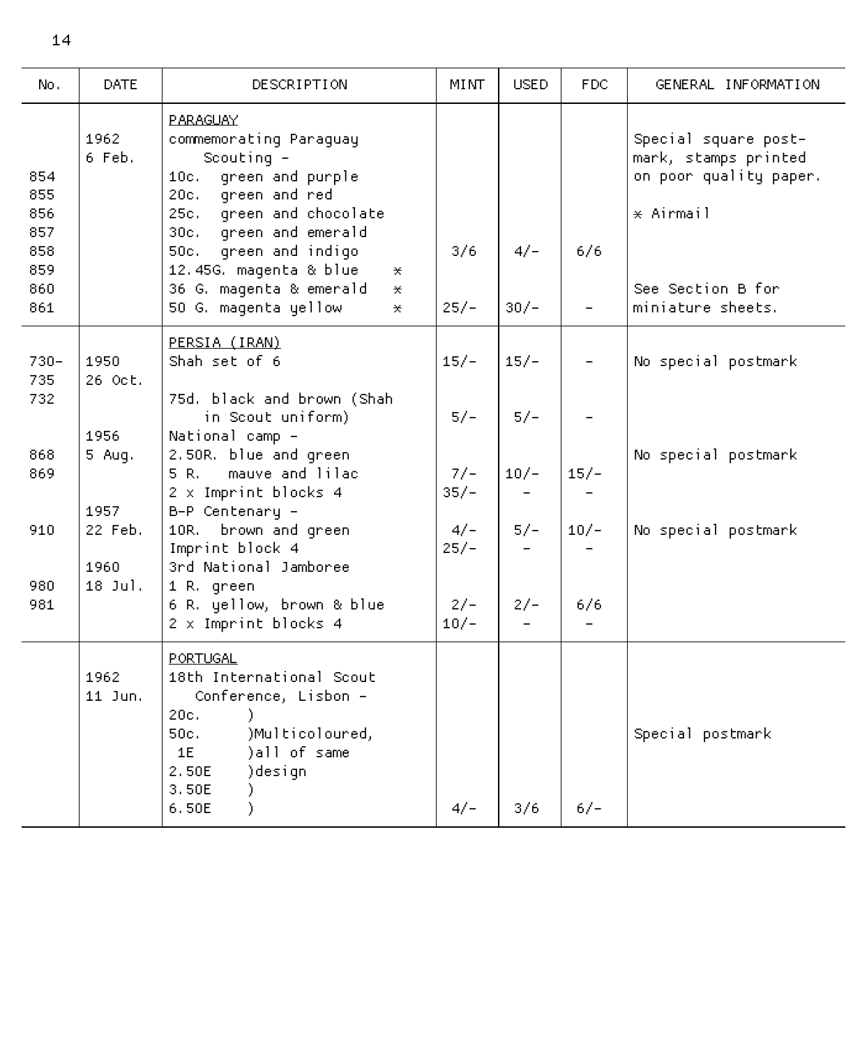| No. | DATE | DESCRIPTION | MINT | USED | FDC | GENERAL INFORMATION |
|---|---|---|---|---|---|---|
| | | PARAGUAY | | | | |
| | 1962 6 Feb. | commemorating Paraguay Scouting - | | | | Special square post-mark, stamps printed on poor quality paper. |
| 854 | | 10c. green and purple | | | | |
| 855 | | 20c. green and red | | | | |
| 856 | | 25c. green and chocolate | | | | * Airmail |
| 857 | | 30c. green and emerald | | | | |
| 858 | | 50c. green and indigo | 3/6 | 4/- | 6/6 | |
| 859 | | 12.45G. magenta & blue * | | | | |
| 860 | | 36 G. magenta & emerald * | | | | See Section B for |
| 861 | | 50 G. magenta yellow * | 25/- | 30/- | - | miniature sheets. |
| | | PERSIA (IRAN) | | | | |
| 730-735 | 1950 26 Oct. | Shah set of 6 | 15/- | 15/- | - | No special postmark |
| 732 | | 75d. black and brown (Shah in Scout uniform) | 5/- | 5/- | - | |
| | 1956 | National camp - | | | | |
| 868 | 5 Aug. | 2.50R. blue and green | | | | No special postmark |
| 869 | | 5 R. mauve and lilac | 7/- | 10/- | 15/- | |
| | | 2 x Imprint blocks 4 | 35/- | - | - | |
| | 1957 | B-P Centenary - | | | | |
| 910 | 22 Feb. | 10R. brown and green | 4/- | 5/- | 10/- | No special postmark |
| | | Imprint block 4 | 25/- | - | - | |
| | 1960 | 3rd National Jamboree | | | | |
| 980 | 18 Jul. | 1 R. green | | | | |
| 981 | | 6 R. yellow, brown & blue | 2/- | 2/- | 6/6 | |
| | | 2 x Imprint blocks 4 | 10/- | - | - | |
| | | PORTUGAL | | | | |
| | 1962 11 Jun. | 18th International Scout Conference, Lisbon - | | | | |
| | | 20c. ) | | | | |
| | | 50c. )Multicoloured, | | | | Special postmark |
| | | 1E )all of same | | | | |
| | | 2.50E )design | | | | |
| | | 3.50E ) | | | | |
| | | 6.50E ) | 4/- | 3/6 | 6/- | |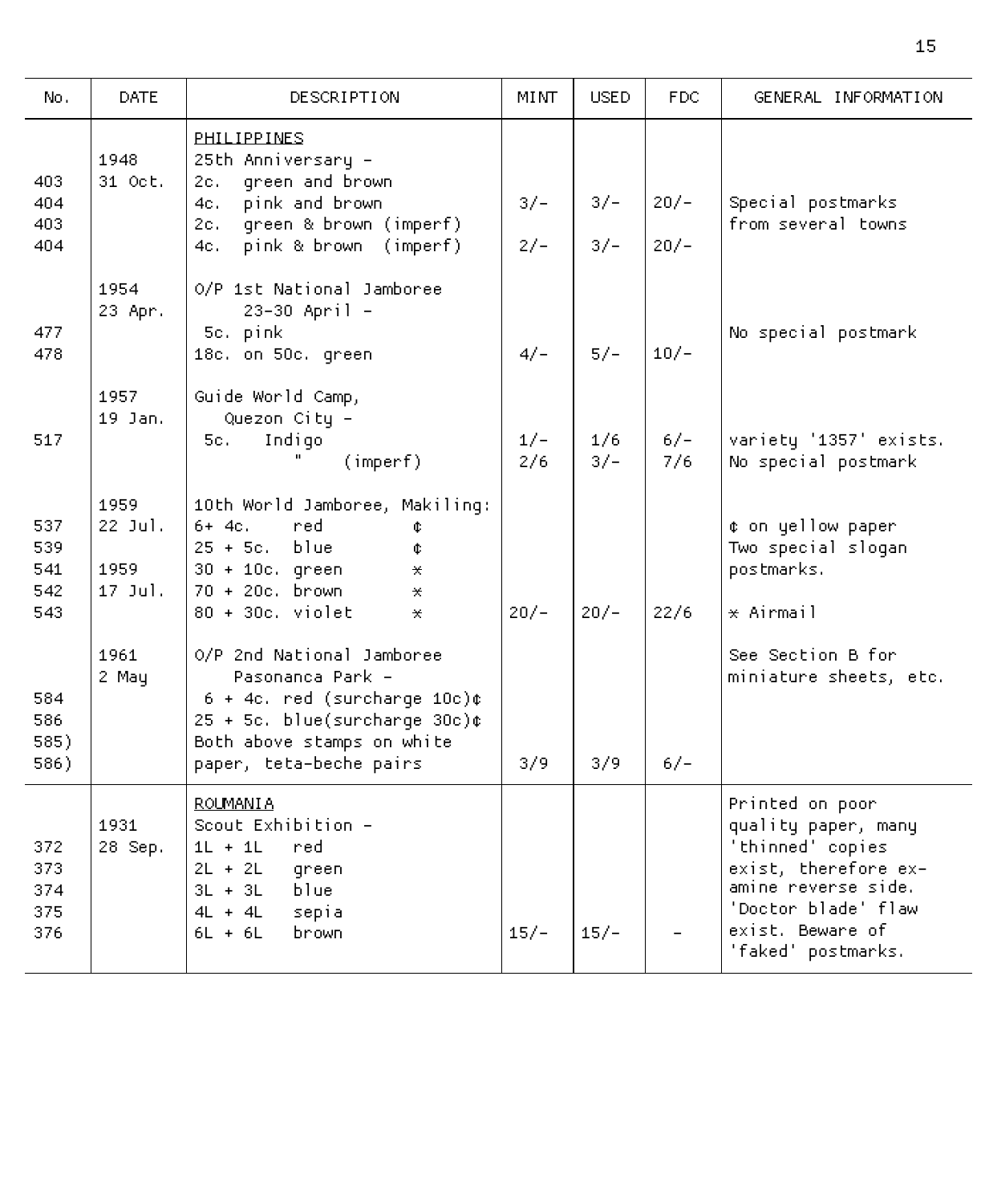| No. | DATE | DESCRIPTION | MINT | USED | FDC | GENERAL INFORMATION |
|---|---|---|---|---|---|---|
| | | PHILIPPINES | | | | |
| | 1948 | 25th Anniversary - | | | | |
| 403 | 31 Oct. | 2c. green and brown | | | | |
| 404 | | 4c. pink and brown | 3/- | 3/- | 20/- | Special postmarks |
| 403 | | 2c. green & brown (imperf) | | | | from several towns |
| 404 | | 4c. pink & brown (imperf) | 2/- | 3/- | 20/- | |
| | 1954 | O/P 1st National Jamboree | | | | |
| | 23 Apr. | 23-30 April - | | | | |
| 477 | | 5c. pink | | | | No special postmark |
| 478 | | 18c. on 50c. green | 4/- | 5/- | 10/- | |
| | 1957 | Guide World Camp, | | | | |
| | 19 Jan. | Quezon City - | | | | |
| 517 | | 5c. Indigo | 1/- | 1/6 | 6/- | variety '1357' exists. |
| | | " (imperf) | 2/6 | 3/- | 7/6 | No special postmark |
| | 1959 | 10th World Jamboree, Makiling: | | | | |
| 537 | 22 Jul. | 6+ 4c. red ¢ | | | | ¢ on yellow paper |
| 539 | | 25 + 5c. blue ¢ | | | | Two special slogan |
| 541 | 1959 | 30 + 10c. green * | | | | postmarks. |
| 542 | 17 Jul. | 70 + 20c. brown * | | | | |
| 543 | | 80 + 30c. violet * | 20/- | 20/- | 22/6 | * Airmail |
| | 1961 | O/P 2nd National Jamboree | | | | See Section B for |
| | 2 May | Pasonanca Park - | | | | miniature sheets, etc. |
| 584 | | 6 + 4c. red (surcharge 10c)¢ | | | | |
| 586 | | 25 + 5c. blue(surcharge 30c)¢ | | | | |
| 585) | | Both above stamps on white | | | | |
| 586) | | paper, teta-beche pairs | 3/9 | 3/9 | 6/- | |
| | | ROUMANIA | | | | Printed on poor |
| | 1931 | Scout Exhibition - | | | | quality paper, many |
| 372 | 28 Sep. | 1L + 1L red | | | | 'thinned' copies |
| 373 | | 2L + 2L green | | | | exist, therefore ex- |
| 374 | | 3L + 3L blue | | | | amine reverse side. |
| 375 | | 4L + 4L sepia | | | | 'Doctor blade' flaw |
| 376 | | 6L + 6L brown | 15/- | 15/- | - | exist. Beware of 'faked' postmarks. |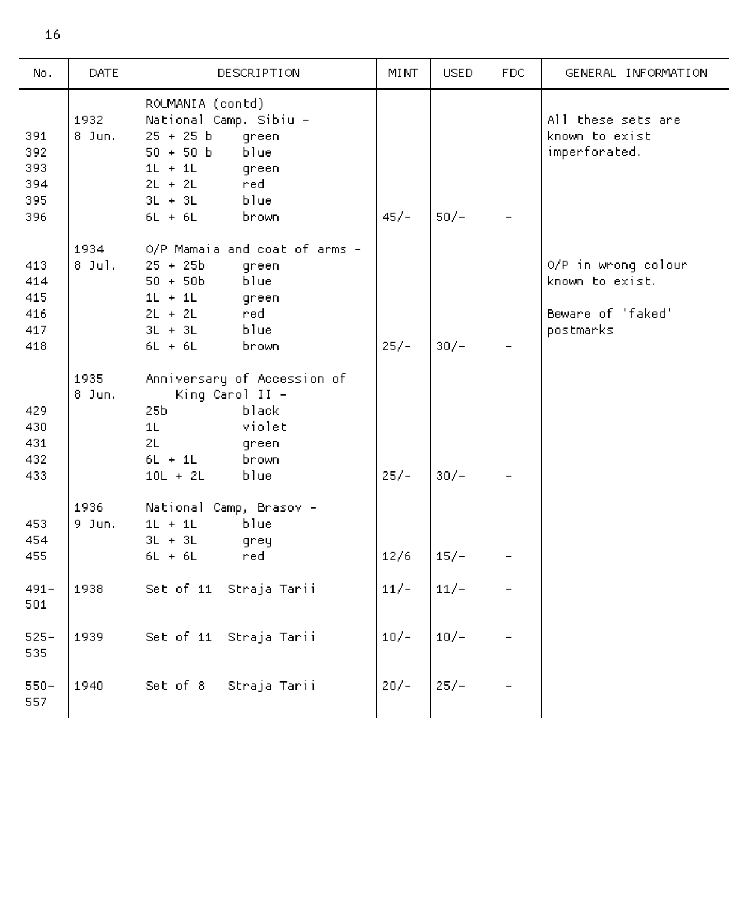| No. | DATE | DESCRIPTION | MINT | USED | FDC | GENERAL INFORMATION |
|---|---|---|---|---|---|---|
| | | <u>ROUMANIA</u> (contd) | | | | |
| | 1932 | National Camp. Sibiu - | | | | All these sets are |
| 391 | 8 Jun. | 25 + 25 b green | | | | known to exist |
| 392 | | 50 + 50 b blue | | | | imperforated. |
| 393 | | 1L + 1L green | | | | |
| 394 | | 2L + 2L red | | | | |
| 395 | | 3L + 3L blue | | | | |
| 396 | | 6L + 6L brown | 45/- | 50/- | - | |
| | 1934 | O/P Mamaia and coat of arms - | | | | |
| 413 | 8 Jul. | 25 + 25b green | | | | O/P in wrong colour |
| 414 | | 50 + 50b blue | | | | known to exist. |
| 415 | | 1L + 1L green | | | | |
| 416 | | 2L + 2L red | | | | Beware of 'faked' |
| 417 | | 3L + 3L blue | | | | postmarks |
| 418 | | 6L + 6L brown | 25/- | 30/- | - | |
| | 1935 | Anniversary of Accession of | | | | |
| | 8 Jun. | King Carol II - | | | | |
| 429 | | 25b black | | | | |
| 430 | | 1L violet | | | | |
| 431 | | 2L green | | | | |
| 432 | | 6L + 1L brown | | | | |
| 433 | | 10L + 2L blue | 25/- | 30/- | - | |
| | 1936 | National Camp, Brasov - | | | | |
| 453 | 9 Jun. | 1L + 1L blue | | | | |
| 454 | | 3L + 3L grey | | | | |
| 455 | | 6L + 6L red | 12/6 | 15/- | - | |
| 491-501 | 1938 | Set of 11 Straja Tarii | 11/- | 11/- | - | |
| 525-535 | 1939 | Set of 11 Straja Tarii | 10/- | 10/- | - | |
| 550-557 | 1940 | Set of 8 Straja Tarii | 20/- | 25/- | - | |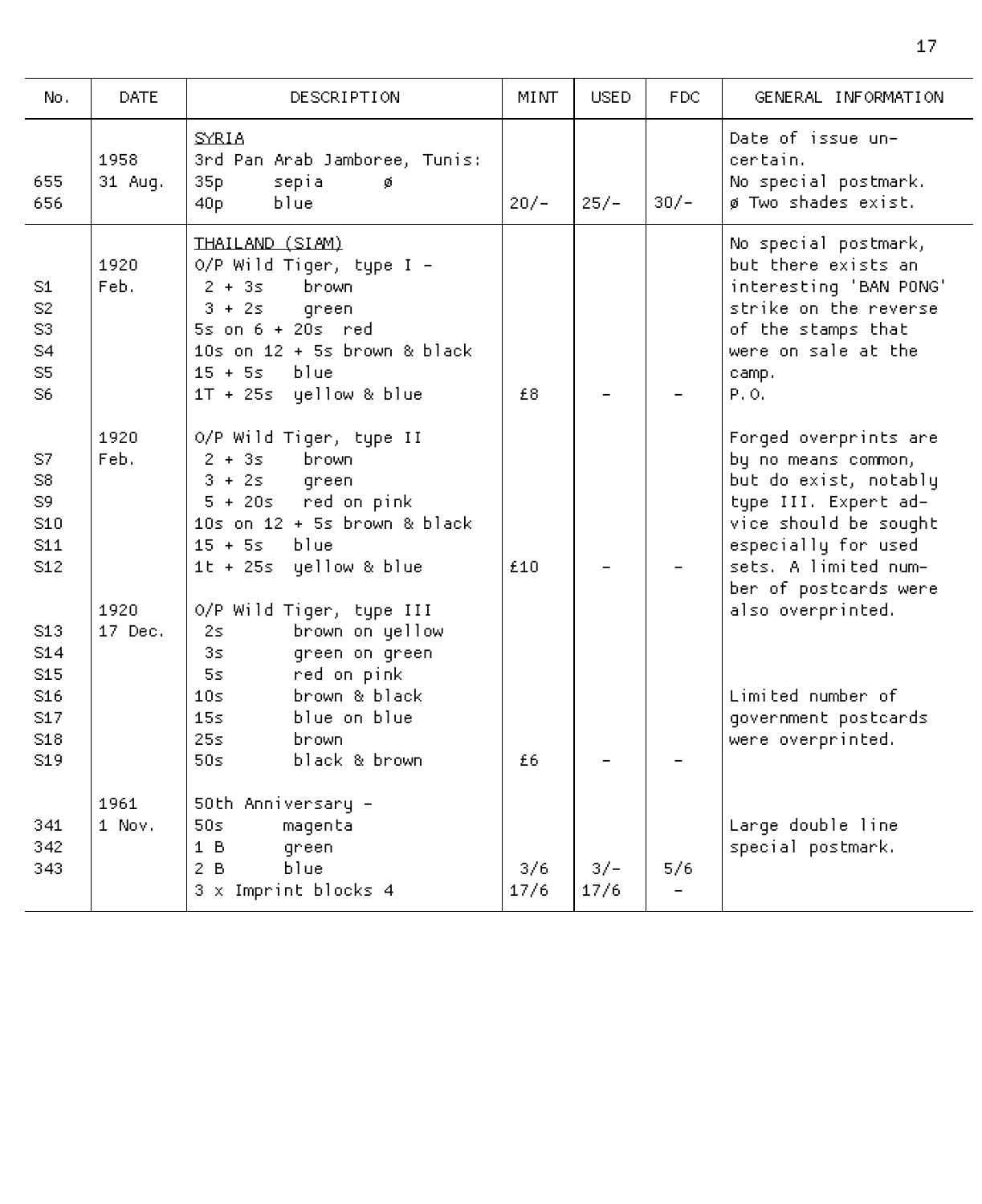| No. | DATE | DESCRIPTION | MINT | USED | FDC | GENERAL INFORMATION |
|---|---|---|---|---|---|---|
| | | SYRIA | | | | Date of issue un- |
| | 1958 | 3rd Pan Arab Jamboree, Tunis: | | | | certain. |
| 655 | 31 Aug. | 35p sepia ø | | | | No special postmark. |
| 656 | | 40p blue | 20/- | 25/- | 30/- | ø Two shades exist. |
| | | THAILAND (SIAM) | | | | No special postmark, |
| | 1920 | O/P Wild Tiger, type I - | | | | but there exists an |
| S1 | Feb. | 2 + 3s brown | | | | interesting 'BAN PONG' |
| S2 | | 3 + 2s green | | | | strike on the reverse |
| S3 | | 5s on 6 + 20s red | | | | of the stamps that |
| S4 | | 10s on 12 + 5s brown & black | | | | were on sale at the |
| S5 | | 15 + 5s blue | | | | camp. |
| S6 | | 1T + 25s yellow & blue | £8 | - | - | P.O. |
| | 1920 | O/P Wild Tiger, type II | | | | Forged overprints are |
| S7 | Feb. | 2 + 3s brown | | | | by no means common, |
| S8 | | 3 + 2s green | | | | but do exist, notably |
| S9 | | 5 + 20s red on pink | | | | type III. Expert ad- |
| S10 | | 10s on 12 + 5s brown & black | | | | vice should be sought |
| S11 | | 15 + 5s blue | | | | especially for used |
| S12 | | 1t + 25s yellow & blue | £10 | - | - | sets. A limited num- |
| | | | | | | ber of postcards were |
| | 1920 | O/P Wild Tiger, type III | | | | also overprinted. |
| S13 | 17 Dec. | 2s brown on yellow | | | | |
| S14 | | 3s green on green | | | | |
| S15 | | 5s red on pink | | | | |
| S16 | | 10s brown & black | | | | Limited number of |
| S17 | | 15s blue on blue | | | | government postcards |
| S18 | | 25s brown | | | | were overprinted. |
| S19 | | 50s black & brown | £6 | - | - | |
| | 1961 | 50th Anniversary - | | | | |
| 341 | 1 Nov. | 50s magenta | | | | Large double line |
| 342 | | 1 B green | | | | special postmark. |
| 343 | | 2 B blue | 3/6 | 3/- | 5/6 | |
| | | 3 x Imprint blocks 4 | 17/6 | 17/6 | - | |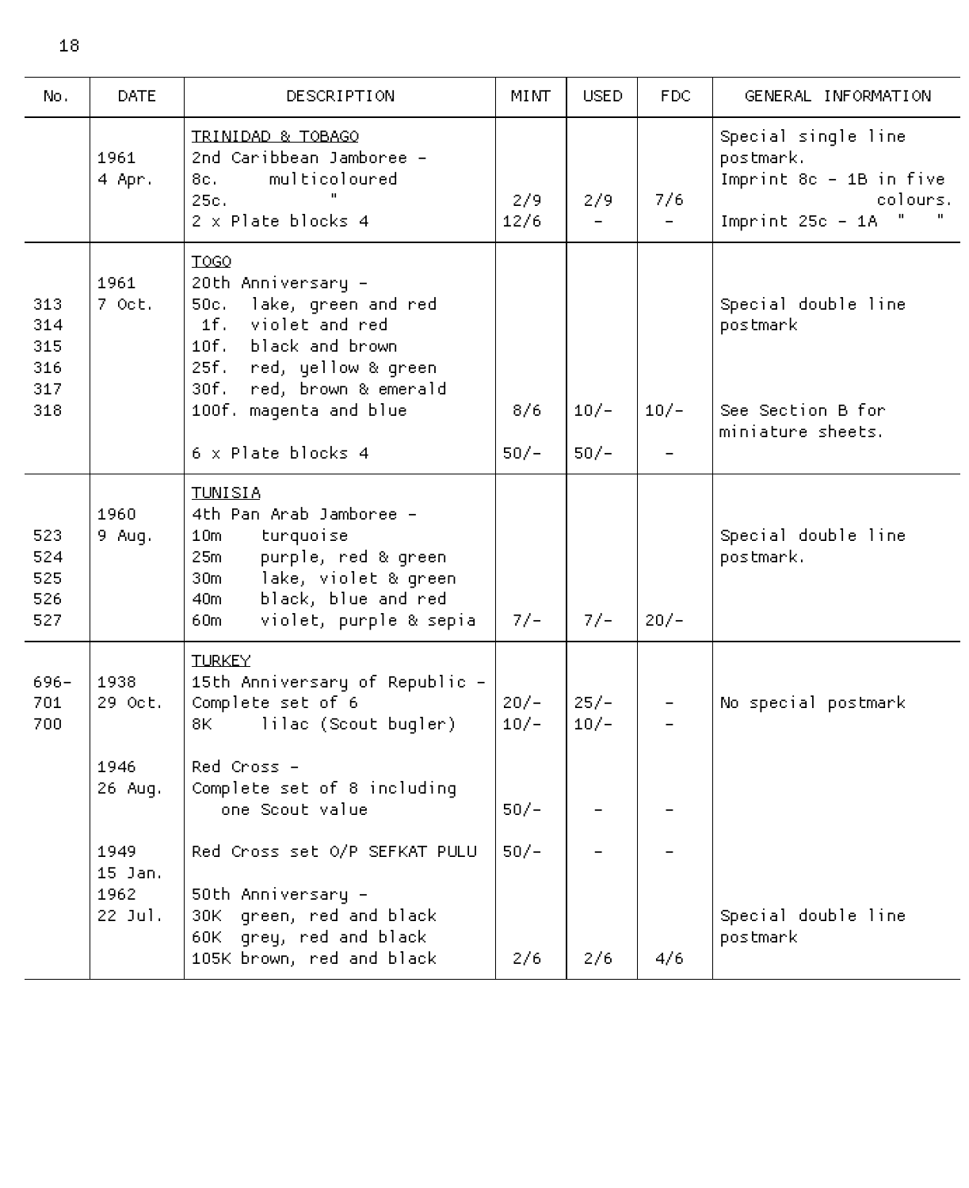| No. | DATE | DESCRIPTION | MINT | USED | FDC | GENERAL INFORMATION |
|---|---|---|---|---|---|---|
| | | TRINIDAD & TOBAGO | | | | Special single line |
| | 1961 | 2nd Caribbean Jamboree - | | | | postmark. |
| | 4 Apr. | 8c. multicoloured | | | | Imprint 8c - 1B in five |
| | | 25c. " | 2/9 | 2/9 | 7/6 | colours. |
| | | 2 x Plate blocks 4 | 12/6 | - | - | Imprint 25c - 1A " " |
| | | TOGO | | | | |
| | 1961 | 20th Anniversary - | | | | |
| 313 | 7 Oct. | 50c. lake, green and red | | | | Special double line |
| 314 | | 1f. violet and red | | | | postmark |
| 315 | | 10f. black and brown | | | | |
| 316 | | 25f. red, yellow & green | | | | |
| 317 | | 30f. red, brown & emerald | | | | |
| 318 | | 100f. magenta and blue | 8/6 | 10/- | 10/- | See Section B for miniature sheets. |
| | | 6 x Plate blocks 4 | 50/- | 50/- | - | |
| | | TUNISIA | | | | |
| | 1960 | 4th Pan Arab Jamboree - | | | | |
| 523 | 9 Aug. | 10m turquoise | | | | Special double line |
| 524 | | 25m purple, red & green | | | | postmark. |
| 525 | | 30m lake, violet & green | | | | |
| 526 | | 40m black, blue and red | | | | |
| 527 | | 60m violet, purple & sepia | 7/- | 7/- | 20/- | |
| | | TURKEY | | | | |
| 696-701 | 1938 29 Oct. | 15th Anniversary of Republic - Complete set of 6 | 20/- | 25/- | - | No special postmark |
| 700 | | 8K lilac (Scout bugler) | 10/- | 10/- | - | |
| | 1946 26 Aug. | Red Cross - Complete set of 8 including one Scout value | 50/- | - | - | |
| | 1949 15 Jan. | Red Cross set O/P SEFKAT PULU | 50/- | - | - | |
| | 1962 | 50th Anniversary - | | | | |
| | 22 Jul. | 30K green, red and black | | | | Special double line |
| | | 60K grey, red and black | | | | postmark |
| | | 105K brown, red and black | 2/6 | 2/6 | 4/6 | |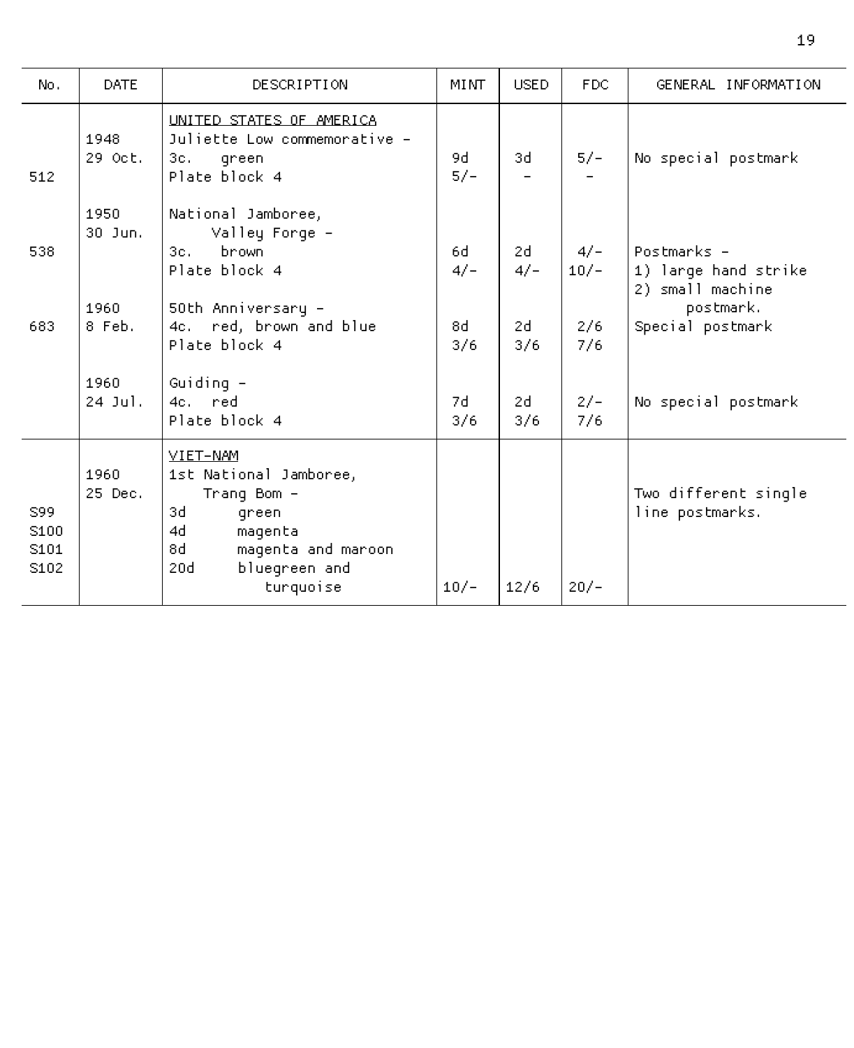| No. | DATE | DESCRIPTION | MINT | USED | FDC | GENERAL INFORMATION |
|---|---|---|---|---|---|---|
| | | UNITED STATES OF AMERICA | | | | |
| | 1948 29 Oct. | Juliette Low commemorative - | | | | |
| | | 3c. green | 9d | 3d | 5/- | No special postmark |
| 512 | | Plate block 4 | 5/- | - | - | |
| | 1950 30 Jun. | National Jamboree, Valley Forge - | | | | |
| 538 | | 3c. brown | 6d | 2d | 4/- | Postmarks - |
| | | Plate block 4 | 4/- | 4/- | 10/- | 1) large hand strike 2) small machine postmark. |
| | 1960 | 50th Anniversary - | | | | |
| 683 | 8 Feb. | 4c. red, brown and blue | 8d | 2d | 2/6 | Special postmark |
| | | Plate block 4 | 3/6 | 3/6 | 7/6 | |
| | 1960 | Guiding - | | | | |
| | 24 Jul. | 4c. red | 7d | 2d | 2/- | No special postmark |
| | | Plate block 4 | 3/6 | 3/6 | 7/6 | |
| | | VIET-NAM | | | | |
| | 1960 25 Dec. | 1st National Jamboree, Trang Bom - | | | | Two different single line postmarks. |
| S99 | | 3d green | | | | |
| S100 | | 4d magenta | | | | |
| S101 | | 8d magenta and maroon | | | | |
| S102 | | 20d bluegreen and turquoise | 10/- | 12/6 | 20/- | |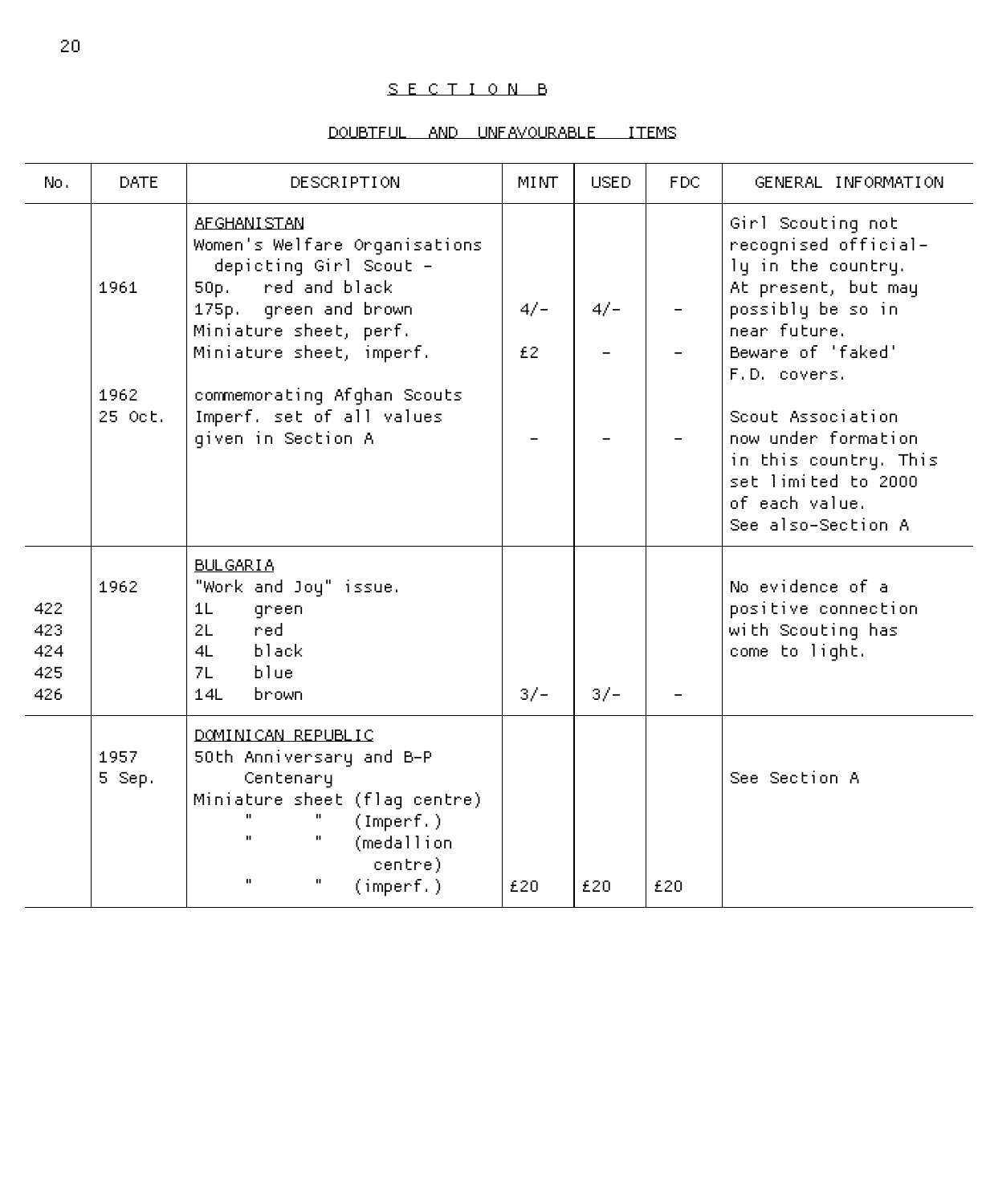## SECTION B

### DOUBTFUL AND UNFAVOURABLE ITEMS

| No. | DATE | DESCRIPTION | MINT | USED | FDC | GENERAL INFORMATION |
|---|---|---|---|---|---|---|
| | 1961 | AFGHANISTAN<br>Women's Welfare Organisations depicting Girl Scout -<br>50p. red and black<br>175p. green and brown<br>Miniature sheet, perf.<br>Miniature sheet, imperf. | 4/-<br><br>£2 | 4/-<br><br>- | -<br><br>- | Girl Scouting not recognised officially in the country. At present, but may possibly be so in near future. Beware of 'faked' F.D. covers. |
| | 1962<br>25 Oct. | commemorating Afghan Scouts<br>Imperf. set of all values given in Section A | - | - | - | Scout Association now under formation in this country. This set limited to 2000 of each value. See also-Section A |
| 422<br>423<br>424<br>425<br>426 | 1962 | BULGARIA<br>"Work and Joy" issue.<br>1L green<br>2L red<br>4L black<br>7L blue<br>14L brown | 3/- | 3/- | - | No evidence of a positive connection with Scouting has come to light. |
| | 1957<br>5 Sep. | DOMINICAN REPUBLIC<br>50th Anniversary and B-P Centenary<br>Miniature sheet (flag centre)<br>" " (Imperf.)<br>" " (medallion centre)<br>" " (imperf.) | £20 | £20 | £20 | See Section A |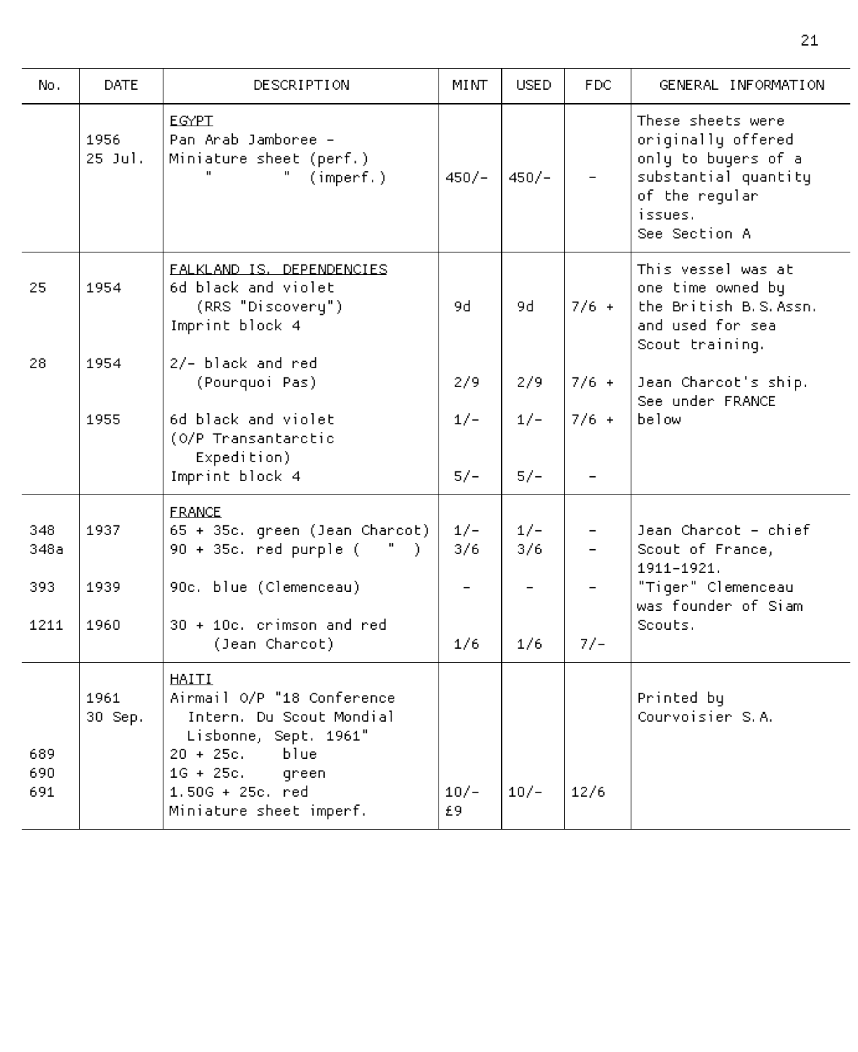| No. | DATE | DESCRIPTION | MINT | USED | FDC | GENERAL INFORMATION |
|---|---|---|---|---|---|---|
| | | EGYPT | | | | These sheets were originally offered only to buyers of a substantial quantity of the regular issues. See Section A |
| | 1956 25 Jul. | Pan Arab Jamboree - Miniature sheet (perf.) | | | | |
| | | " " (imperf.) | 450/- | 450/- | - | |
| | | FALKLAND IS. DEPENDENCIES | | | | |
| 25 | 1954 | 6d black and violet (RRS "Discovery") | 9d | 9d | 7/6 + | This vessel was at one time owned by the British B.S.Assn. and used for sea Scout training. |
| | | Imprint block 4 | | | | |
| 28 | 1954 | 2/- black and red (Pourquoi Pas) | 2/9 | 2/9 | 7/6 + | Jean Charcot's ship. See under FRANCE below |
| | 1955 | 6d black and violet (O/P Transantarctic Expedition) | 1/- | 1/- | 7/6 + | |
| | | Imprint block 4 | 5/- | 5/- | - | |
| | | FRANCE | | | | |
| 348 | 1937 | 65 + 35c. green (Jean Charcot) | 1/- | 1/- | - | Jean Charcot - chief Scout of France, 1911-1921. |
| 348a | | 90 + 35c. red purple ( " ) | 3/6 | 3/6 | - | |
| 393 | 1939 | 90c. blue (Clemenceau) | - | - | - | "Tiger" Clemenceau was founder of Siam Scouts. |
| 1211 | 1960 | 30 + 10c. crimson and red (Jean Charcot) | 1/6 | 1/6 | 7/- | |
| | | HAITI | | | | |
| | 1961 30 Sep. | Airmail O/P "18 Conference Intern. Du Scout Mondial Lisbonne, Sept. 1961" | | | | Printed by Courvoisier S.A. |
| 689 | | 20 + 25c. blue | | | | |
| 690 | | 1G + 25c. green | | | | |
| 691 | | 1.50G + 25c. red | 10/- | 10/- | 12/6 | |
| | | Miniature sheet imperf. | £9 | | | |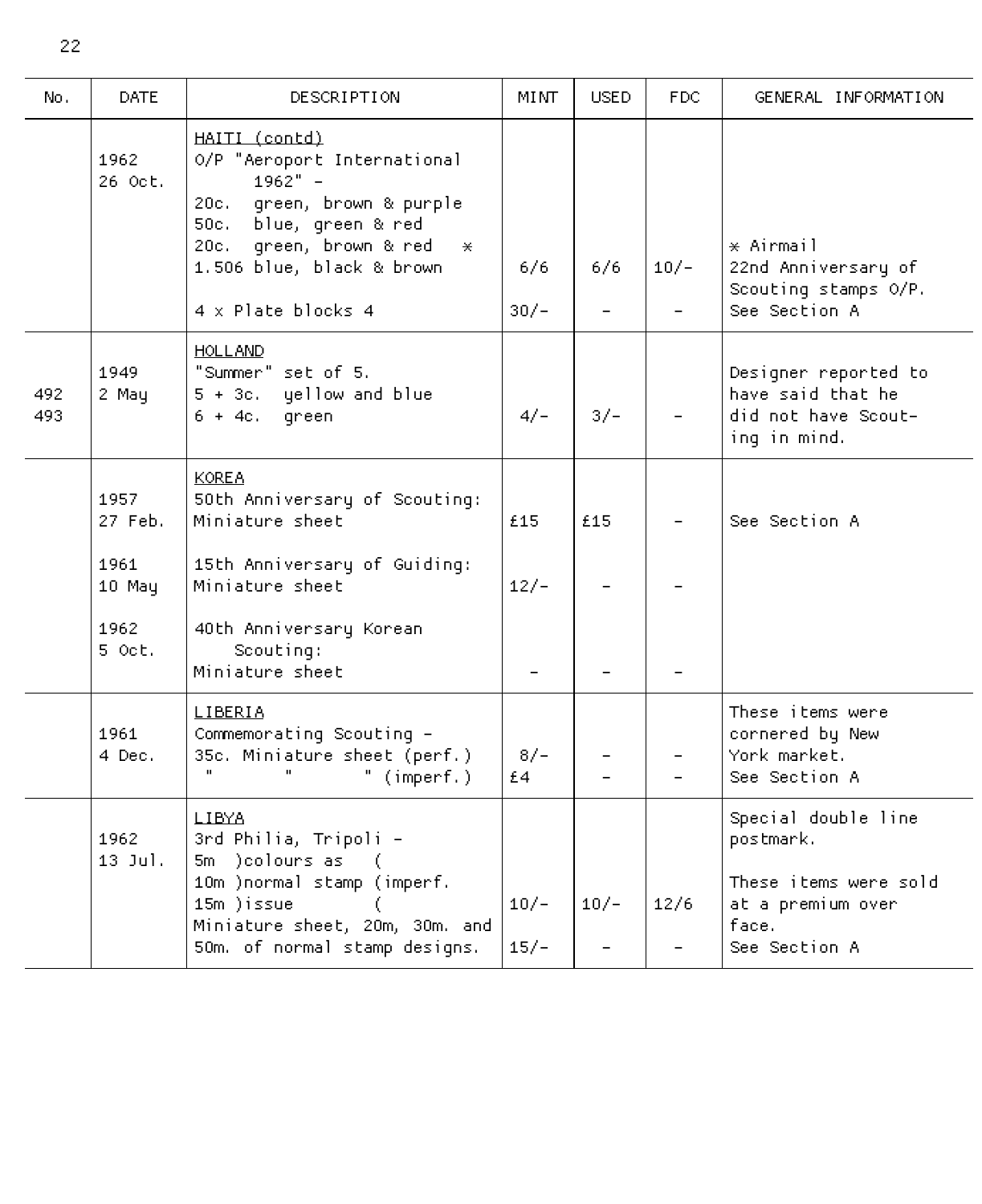| No. | DATE | DESCRIPTION | MINT | USED | FDC | GENERAL INFORMATION |
|---|---|---|---|---|---|---|
| | 1962 26 Oct. | <u>HAITI (contd)</u><br>O/P "Aeroport International 1962" -<br>20c. green, brown & purple<br>50c. blue, green & red<br>20c. green, brown & red *<br>1.506 blue, black & brown<br><br>4 x Plate blocks 4 | 6/6<br><br>30/- | 6/6<br><br>- | 10/-<br><br>- | * Airmail<br>22nd Anniversary of Scouting stamps O/P.<br>See Section A |
| 492<br>493 | 1949 2 May | <u>HOLLAND</u><br>"Summer" set of 5.<br>5 + 3c. yellow and blue<br>6 + 4c. green | 4/- | 3/- | - | Designer reported to have said that he did not have Scouting in mind. |
| | 1957 27 Feb.<br><br>1961 10 May<br><br>1962 5 Oct. | <u>KOREA</u><br>50th Anniversary of Scouting:<br>Miniature sheet<br><br>15th Anniversary of Guiding:<br>Miniature sheet<br><br>40th Anniversary Korean Scouting:<br>Miniature sheet | £15<br><br>12/-<br><br>- | £15<br><br>-<br><br>- | -<br><br>-<br><br>- | See Section A |
| | 1961 4 Dec. | <u>LIBERIA</u><br>Commemorating Scouting -<br>35c. Miniature sheet (perf.)<br>" " " (imperf.) | 8/-<br>£4 | -<br>- | -<br>- | These items were cornered by New York market.<br>See Section A |
| | 1962 13 Jul. | <u>LIBYA</u><br>3rd Philia, Tripoli -<br>5m )colours as (<br>10m )normal stamp (imperf.<br>15m )issue (<br>Miniature sheet, 20m, 30m. and 50m. of normal stamp designs. | 10/-<br><br>15/- | 10/-<br><br>- | 12/6<br><br>- | Special double line postmark.<br><br>These items were sold at a premium over face.<br>See Section A |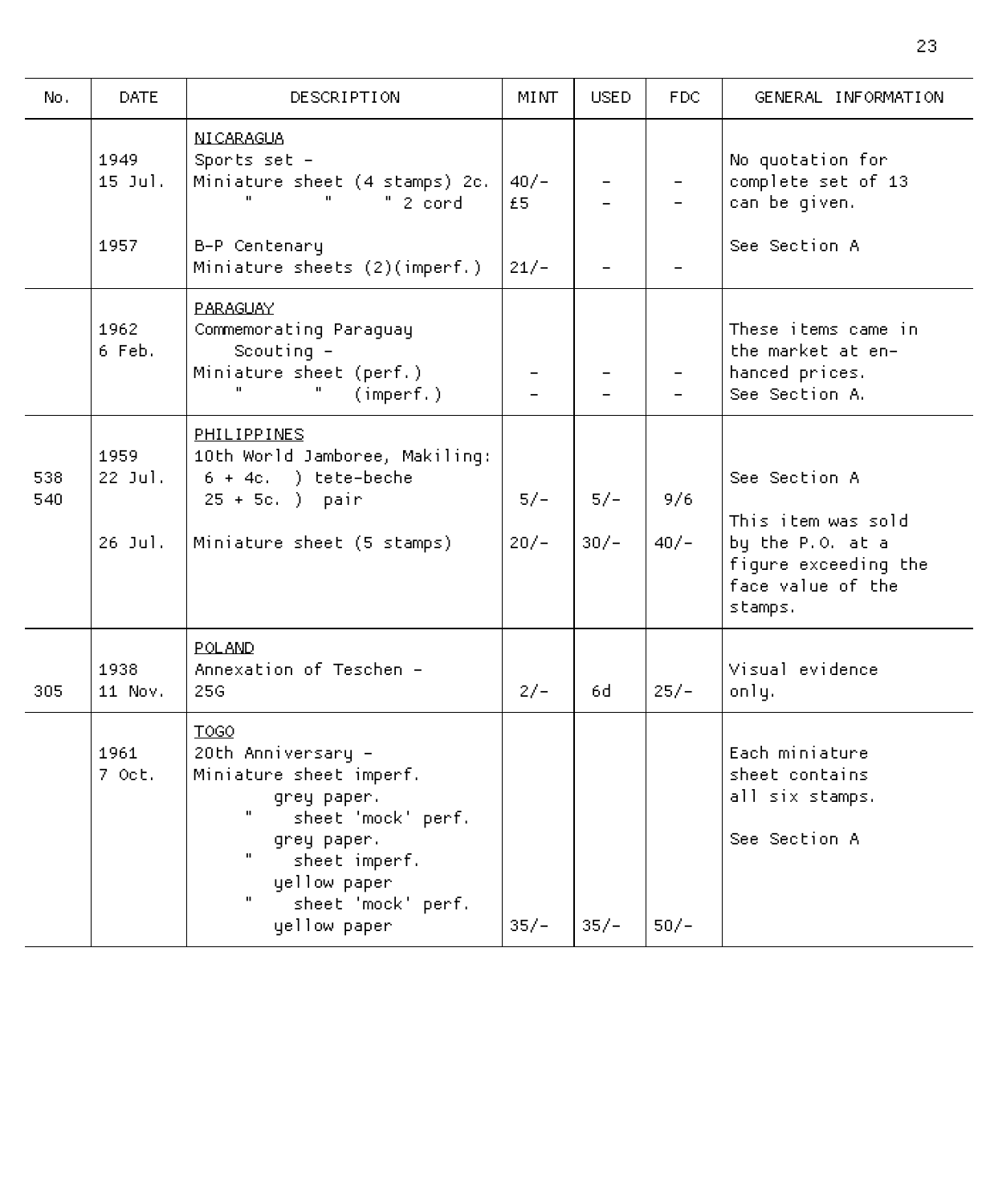| No. | DATE | DESCRIPTION | MINT | USED | FDC | GENERAL INFORMATION |
|---|---|---|---|---|---|---|
| | | <u>NICARAGUA</u> | | | | |
| | 1949 | Sports set - | | | | No quotation for |
| | 15 Jul. | Miniature sheet (4 stamps) 2c. | 40/- | - | - | complete set of 13 |
| | | " " " 2 cord | £5 | - | - | can be given. |
| | 1957 | B-P Centenary | | | | See Section A |
| | | Miniature sheets (2)(imperf.) | 21/- | - | - | |
| | | <u>PARAGUAY</u> | | | | |
| | 1962 | Commemorating Paraguay | | | | These items came in |
| | 6 Feb. | Scouting - | | | | the market at en- |
| | | Miniature sheet (perf.) | - | - | - | hanced prices. |
| | | " " (imperf.) | - | - | - | See Section A. |
| | | <u>PHILIPPINES</u> | | | | |
| | 1959 | 10th World Jamboree, Makiling: | | | | |
| 538 | 22 Jul. | 6 + 4c. ) tete-beche | | | | See Section A |
| 540 | | 25 + 5c. ) pair | 5/- | 5/- | 9/6 | |
| | 26 Jul. | Miniature sheet (5 stamps) | 20/- | 30/- | 40/- | This item was sold by the P.O. at a figure exceeding the face value of the stamps. |
| | | <u>POLAND</u> | | | | |
| | 1938 | Annexation of Teschen - | | | | Visual evidence |
| 305 | 11 Nov. | 25G | 2/- | 6d | 25/- | only. |
| | | <u>TOGO</u> | | | | |
| | 1961 | 20th Anniversary - | | | | Each miniature |
| | 7 Oct. | Miniature sheet imperf. grey paper. | | | | sheet contains |
| | | " sheet 'mock' perf. grey paper. | | | | all six stamps. |
| | | " sheet imperf. yellow paper | | | | See Section A |
| | | " sheet 'mock' perf. yellow paper | 35/- | 35/- | 50/- | |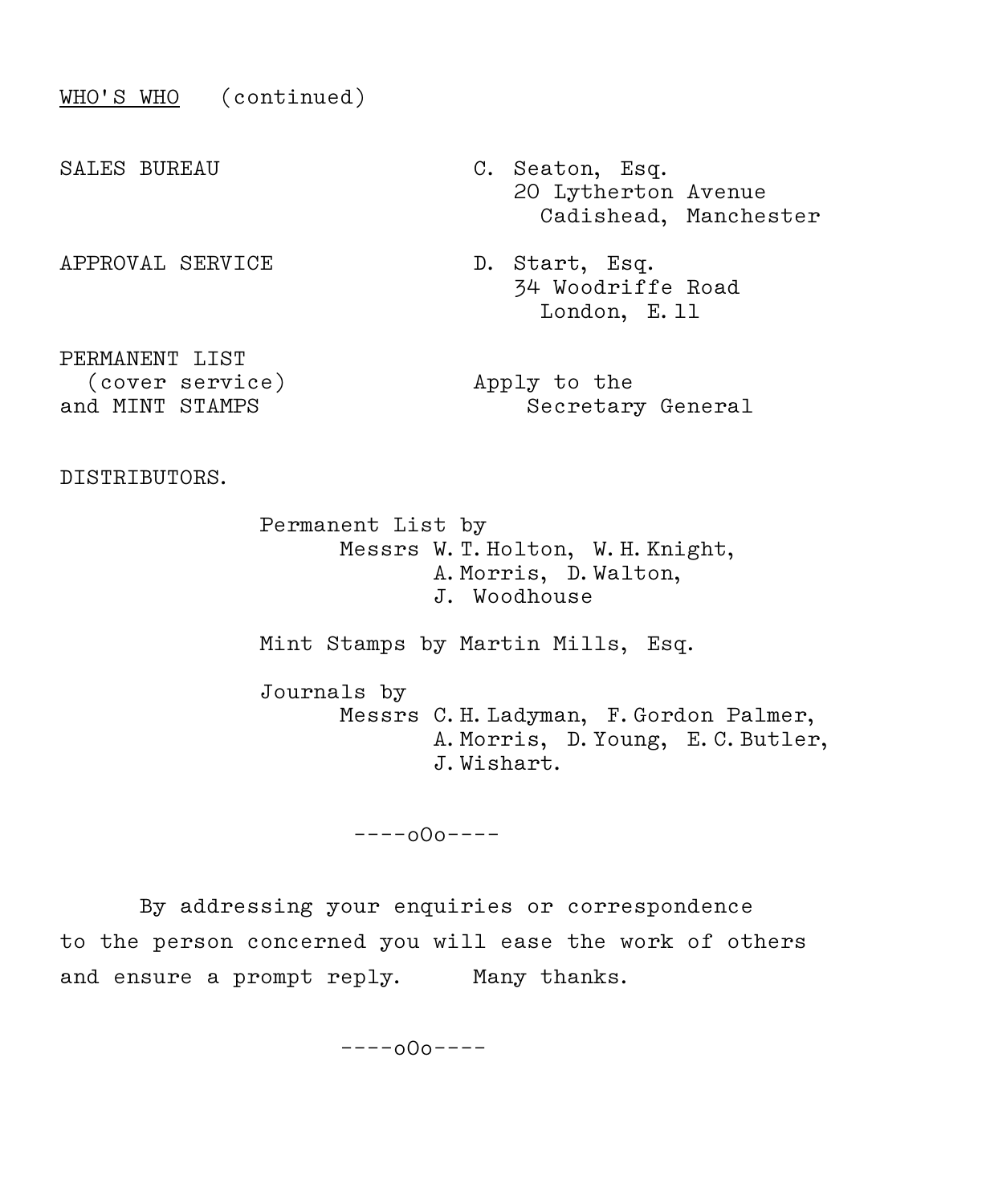WHO'S WHO (continued)

| | |
|---|---|
| SALES BUREAU | C. Seaton, Esq.<br>20 Lytherton Avenue<br>Cadishead, Manchester |
| APPROVAL SERVICE | D. Start, Esq.<br>34 Woodriffe Road<br>London, E.11 |
| PERMANENT LIST (cover service) and MINT STAMPS | Apply to the Secretary General |

DISTRIBUTORS.

Permanent List by
Messrs W.T.Holton, W.H.Knight, A.Morris, D.Walton, J. Woodhouse

Mint Stamps by Martin Mills, Esq.

Journals by
Messrs C.H.Ladyman, F.Gordon Palmer, A.Morris, D.Young, E.C.Butler, J.Wishart.

----oOo----

By addressing your enquiries or correspondence to the person concerned you will ease the work of others and ensure a prompt reply. Many thanks.

----oOo----